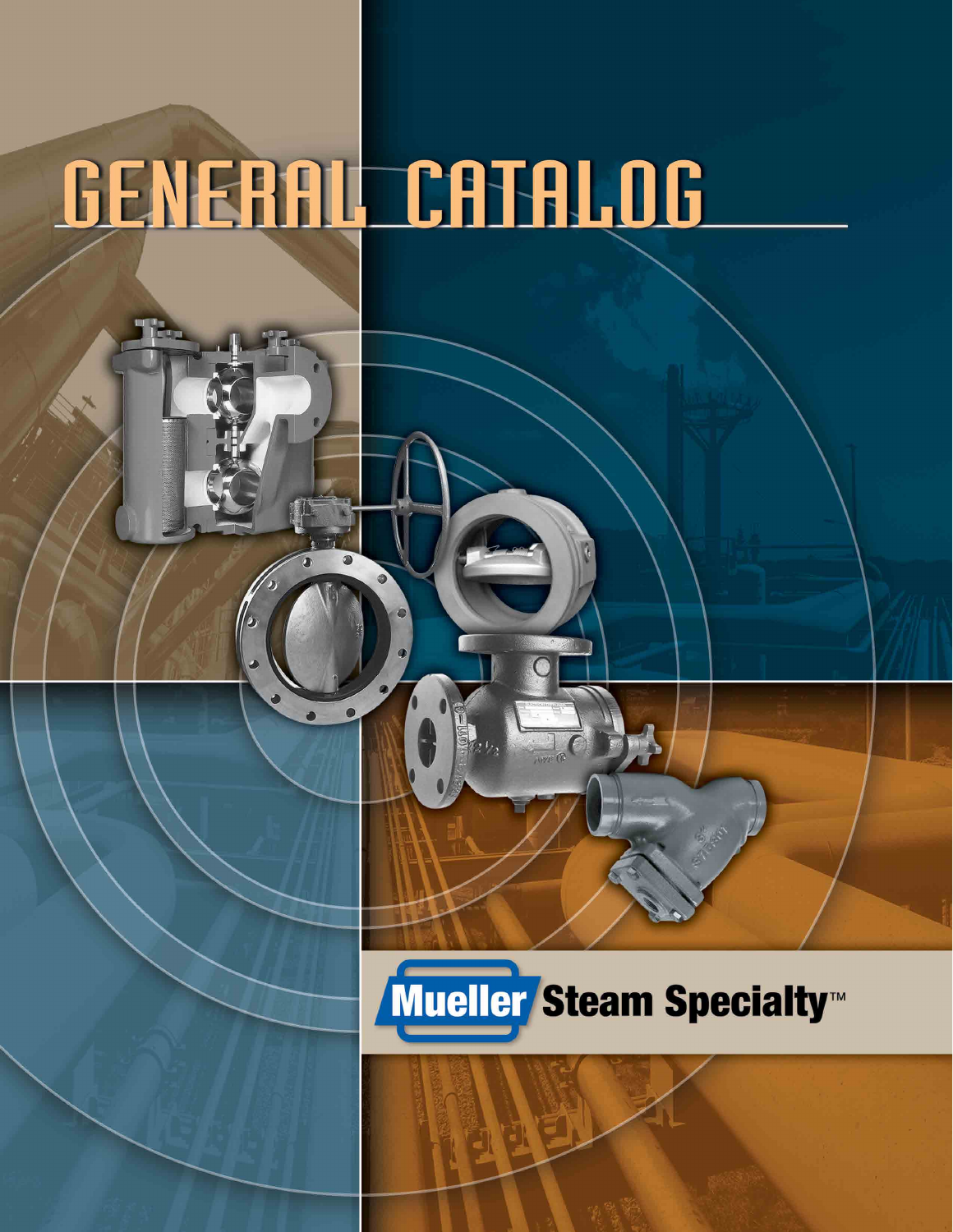# GENERAL CATALOG

Mueller Steam Specialty™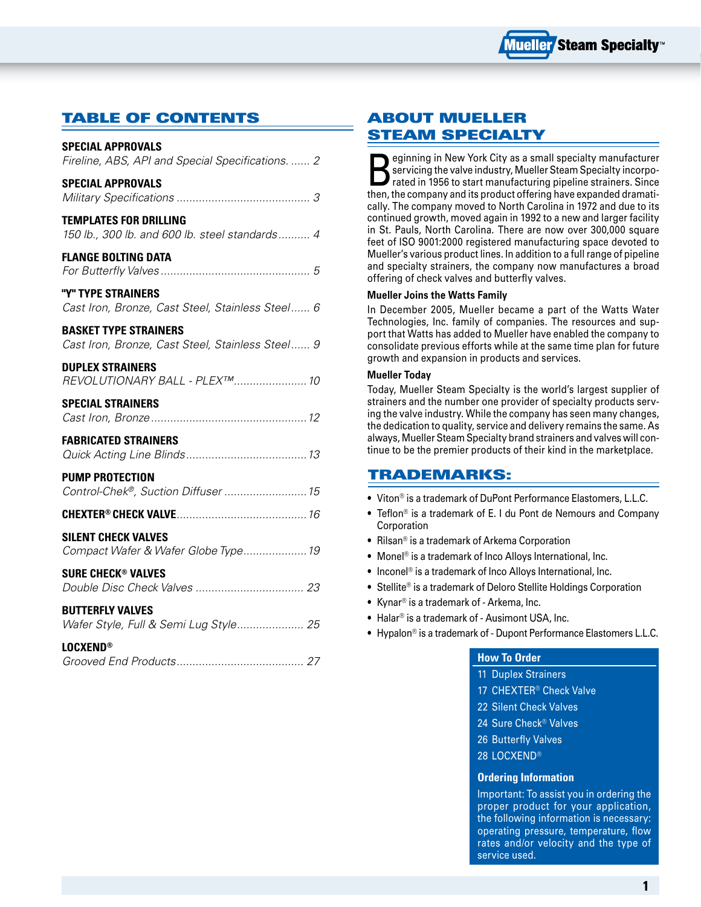## TABLE OF CONTENTS

**SPECIAL APPROVALS**
*Fireline, ABS, API and Special Specifications. ...... 2*

**SPECIAL APPROVALS**
*Military Specifications .......................................... 3*

**TEMPLATES FOR DRILLING**
*150 lb., 300 lb. and 600 lb. steel standards.......... 4*

**FLANGE BOLTING DATA**
*For Butterfly Valves ............................................... 5*

**"Y" TYPE STRAINERS**
*Cast Iron, Bronze, Cast Steel, Stainless Steel...... 6*

**BASKET TYPE STRAINERS**
*Cast Iron, Bronze, Cast Steel, Stainless Steel...... 9*

**DUPLEX STRAINERS**
*REVOLUTIONARY BALL - PLEX™....................... 10*

**SPECIAL STRAINERS**
*Cast Iron, Bronze................................................. 12*

**FABRICATED STRAINERS**
*Quick Acting Line Blinds...................................... 13*

**PUMP PROTECTION**
*Control-Chek®, Suction Diffuser .......................... 15*

**CHEXTER® CHECK VALVE**......................................... 16

**SILENT CHECK VALVES**
*Compact Wafer & Wafer Globe Type.................... 19*

**SURE CHECK® VALVES**
*Double Disc Check Valves .................................. 23*

**BUTTERFLY VALVES**
*Wafer Style, Full & Semi Lug Style..................... 25*

**LOCXEND®**
*Grooved End Products........................................ 27*

## ABOUT MUELLER STEAM SPECIALTY

Beginning in New York City as a small specialty manufacturer servicing the valve industry, Mueller Steam Specialty incorporated in 1956 to start manufacturing pipeline strainers. Since then, the company and its product offering have expanded dramatically. The company moved to North Carolina in 1972 and due to its continued growth, moved again in 1992 to a new and larger facility in St. Pauls, North Carolina. There are now over 300,000 square feet of ISO 9001:2000 registered manufacturing space devoted to Mueller's various product lines. In addition to a full range of pipeline and specialty strainers, the company now manufactures a broad offering of check valves and butterfly valves.

### Mueller Joins the Watts Family

In December 2005, Mueller became a part of the Watts Water Technologies, Inc. family of companies. The resources and support that Watts has added to Mueller have enabled the company to consolidate previous efforts while at the same time plan for future growth and expansion in products and services.

### Mueller Today

Today, Mueller Steam Specialty is the world's largest supplier of strainers and the number one provider of specialty products serving the valve industry. While the company has seen many changes, the dedication to quality, service and delivery remains the same. As always, Mueller Steam Specialty brand strainers and valves will continue to be the premier products of their kind in the marketplace.

## TRADEMARKS:

- Viton® is a trademark of DuPont Performance Elastomers, L.L.C.
- Teflon® is a trademark of E. I du Pont de Nemours and Company Corporation
- Rilsan® is a trademark of Arkema Corporation
- Monel® is a trademark of Inco Alloys International, Inc.
- Inconel® is a trademark of Inco Alloys International, Inc.
- Stellite® is a trademark of Deloro Stellite Holdings Corporation
- Kynar® is a trademark of - Arkema, Inc.
- Halar® is a trademark of - Ausimont USA, Inc.
- Hypalon® is a trademark of - Dupont Performance Elastomers L.L.C.

### How To Order

11 Duplex Strainers
17 CHEXTER® Check Valve
22 Silent Check Valves
24 Sure Check® Valves
26 Butterfly Valves
28 LOCXEND®

### Ordering Information

Important: To assist you in ordering the proper product for your application, the following information is necessary: operating pressure, temperature, flow rates and/or velocity and the type of service used.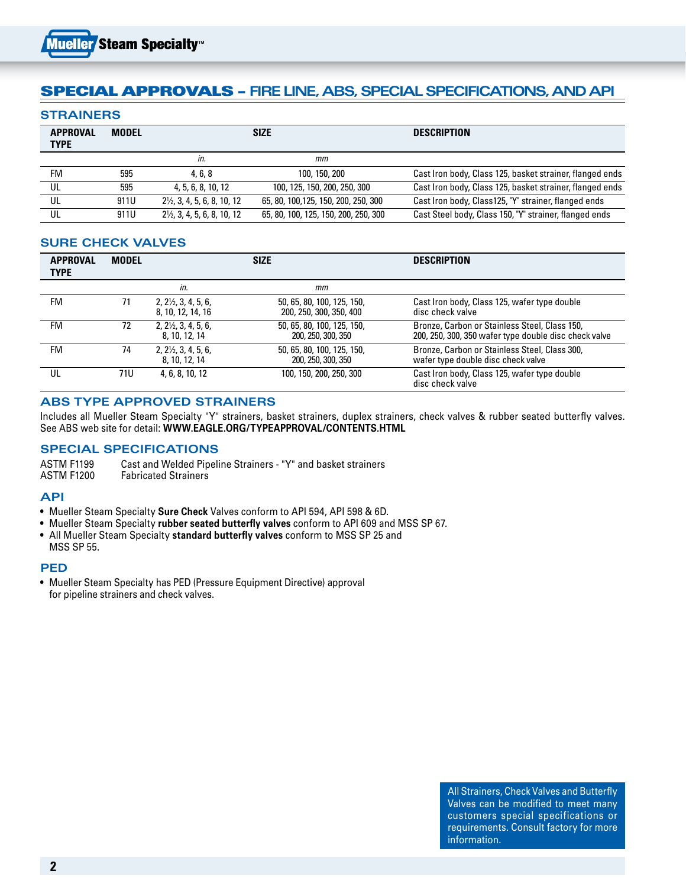# SPECIAL APPROVALS – FIRE LINE, ABS, SPECIAL SPECIFICATIONS, AND API

## STRAINERS

| APPROVAL TYPE | MODEL | SIZE | | DESCRIPTION |
|---|---|---|---|---|
| | | *in.* | *mm* | |
| FM | 595 | 4, 6, 8 | 100, 150, 200 | Cast Iron body, Class 125, basket strainer, flanged ends |
| UL | 595 | 4, 5, 6, 8, 10, 12 | 100, 125, 150, 200, 250, 300 | Cast Iron body, Class 125, basket strainer, flanged ends |
| UL | 911U | 2½, 3, 4, 5, 6, 8, 10, 12 | 65, 80, 100,125, 150, 200, 250, 300 | Cast Iron body, Class125, "Y" strainer, flanged ends |
| UL | 911U | 2½, 3, 4, 5, 6, 8, 10, 12 | 65, 80, 100, 125, 150, 200, 250, 300 | Cast Steel body, Class 150, "Y" strainer, flanged ends |

## SURE CHECK VALVES

| APPROVAL TYPE | MODEL | SIZE | | DESCRIPTION |
|---|---|---|---|---|
| | | *in.* | *mm* | |
| FM | 71 | 2, 2½, 3, 4, 5, 6, 8, 10, 12, 14, 16 | 50, 65, 80, 100, 125, 150, 200, 250, 300, 350, 400 | Cast Iron body, Class 125, wafer type double disc check valve |
| FM | 72 | 2, 2½, 3, 4, 5, 6, 8, 10, 12, 14 | 50, 65, 80, 100, 125, 150, 200, 250, 300, 350 | Bronze, Carbon or Stainless Steel, Class 150, 200, 250, 300, 350 wafer type double disc check valve |
| FM | 74 | 2, 2½, 3, 4, 5, 6, 8, 10, 12, 14 | 50, 65, 80, 100, 125, 150, 200, 250, 300, 350 | Bronze, Carbon or Stainless Steel, Class 300, wafer type double disc check valve |
| UL | 71U | 4, 6, 8, 10, 12 | 100, 150, 200, 250, 300 | Cast Iron body, Class 125, wafer type double disc check valve |

## ABS TYPE APPROVED STRAINERS

Includes all Mueller Steam Specialty "Y" strainers, basket strainers, duplex strainers, check valves & rubber seated butterfly valves. See ABS web site for detail: **WWW.EAGLE.ORG/TYPEAPPROVAL/CONTENTS.HTML**

## SPECIAL SPECIFICATIONS

ASTM F1199 Cast and Welded Pipeline Strainers - "Y" and basket strainers
ASTM F1200 Fabricated Strainers

## API

- Mueller Steam Specialty **Sure Check** Valves conform to API 594, API 598 & 6D.
- Mueller Steam Specialty **rubber seated butterfly valves** conform to API 609 and MSS SP 67.
- All Mueller Steam Specialty **standard butterfly valves** conform to MSS SP 25 and MSS SP 55.

## PED

- Mueller Steam Specialty has PED (Pressure Equipment Directive) approval for pipeline strainers and check valves.

All Strainers, Check Valves and Butterfly Valves can be modified to meet many customers special specifications or requirements. Consult factory for more information.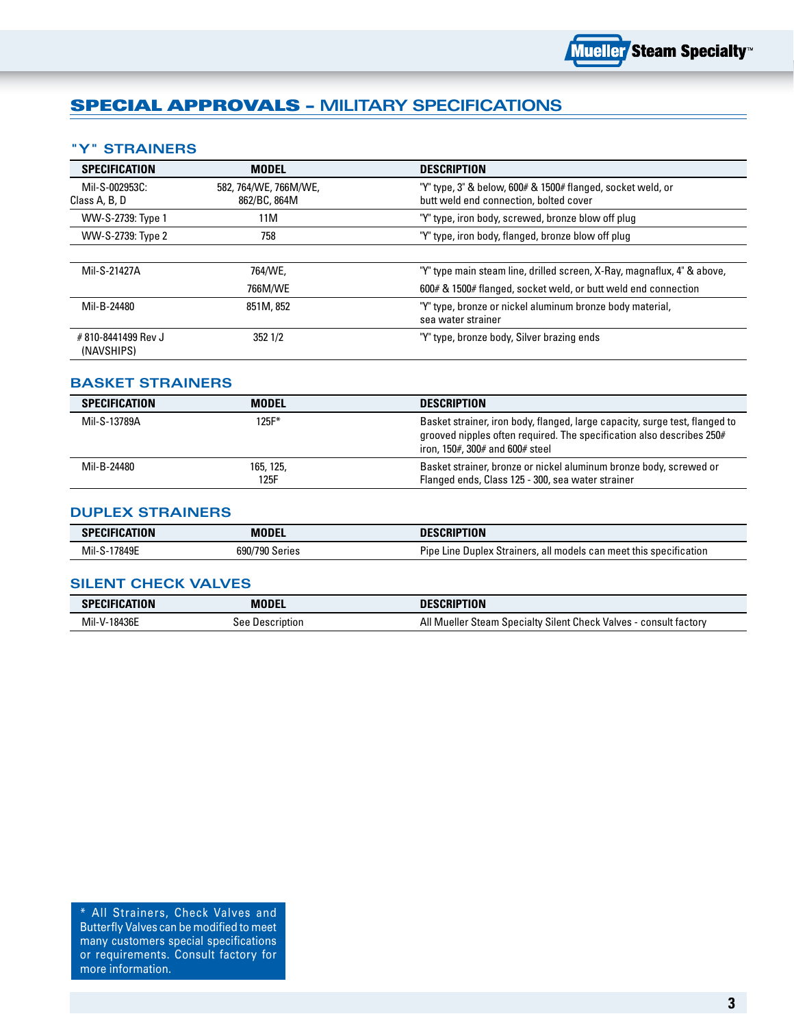## SPECIAL APPROVALS – MILITARY SPECIFICATIONS

### "Y" STRAINERS

| SPECIFICATION | MODEL | DESCRIPTION |
|---|---|---|
| Mil-S-002953C: Class A, B, D | 582, 764/WE, 766M/WE, 862/BC, 864M | "Y" type, 3" & below, 600# & 1500# flanged, socket weld, or butt weld end connection, bolted cover |
| WW-S-2739: Type 1 | 11M | "Y" type, iron body, screwed, bronze blow off plug |
| WW-S-2739: Type 2 | 758 | "Y" type, iron body, flanged, bronze blow off plug |
| Mil-S-21427A | 764/WE, 766M/WE | "Y" type main steam line, drilled screen, X-Ray, magnaflux, 4" & above, 600# & 1500# flanged, socket weld, or butt weld end connection |
| Mil-B-24480 | 851M, 852 | "Y" type, bronze or nickel aluminum bronze body material, sea water strainer |
| # 810-8441499 Rev J (NAVSHIPS) | 352 1/2 | "Y" type, bronze body, Silver brazing ends |

### BASKET STRAINERS

| SPECIFICATION | MODEL | DESCRIPTION |
|---|---|---|
| Mil-S-13789A | 125F* | Basket strainer, iron body, flanged, large capacity, surge test, flanged to grooved nipples often required. The specification also describes 250# iron, 150#, 300# and 600# steel |
| Mil-B-24480 | 165, 125, 125F | Basket strainer, bronze or nickel aluminum bronze body, screwed or Flanged ends, Class 125 - 300, sea water strainer |

### DUPLEX STRAINERS

| SPECIFICATION | MODEL | DESCRIPTION |
|---|---|---|
| Mil-S-17849E | 690/790 Series | Pipe Line Duplex Strainers, all models can meet this specification |

### SILENT CHECK VALVES

| SPECIFICATION | MODEL | DESCRIPTION |
|---|---|---|
| Mil-V-18436E | See Description | All Mueller Steam Specialty Silent Check Valves - consult factory |

* All Strainers, Check Valves and Butterfly Valves can be modified to meet many customers special specifications or requirements. Consult factory for more information.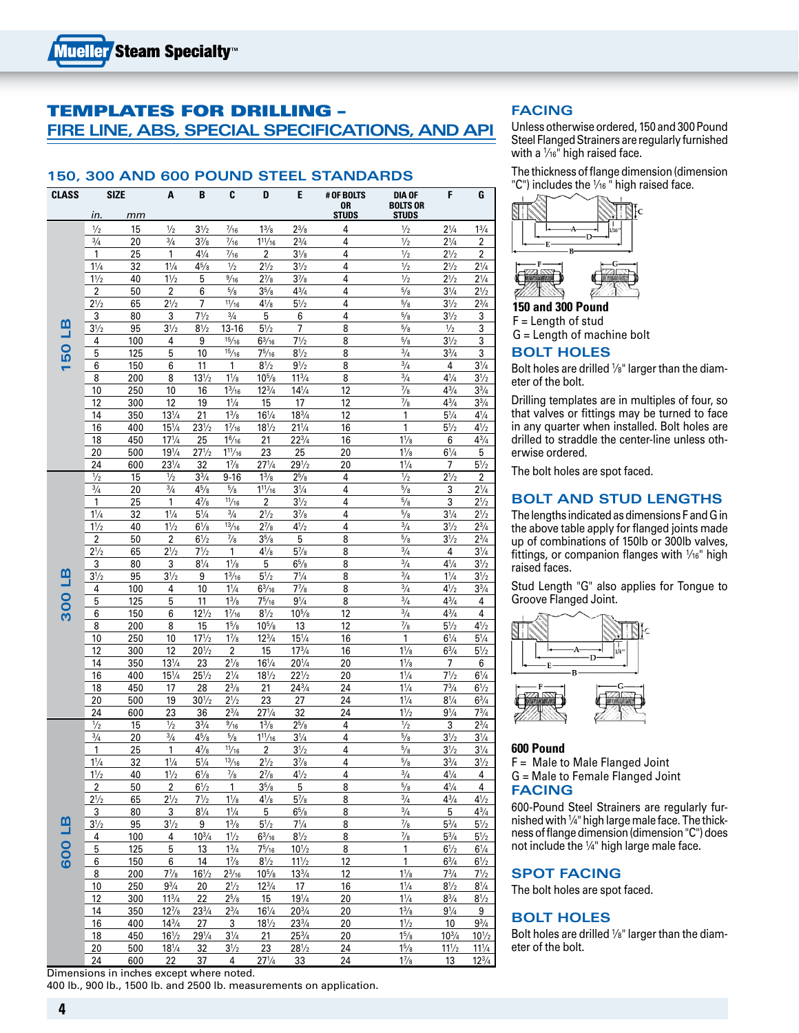# TEMPLATES FOR DRILLING – FIRE LINE, ABS, SPECIAL SPECIFICATIONS, AND API

## 150, 300 AND 600 POUND STEEL STANDARDS

| CLASS | SIZE in. | SIZE mm | A | B | C | D | E | # OF BOLTS OR STUDS | DIA OF BOLTS OR STUDS | F | G |
|---|---|---|---|---|---|---|---|---|---|---|---|
| 150 LB | ½ | 15 | ½ | 3½ | 7/16 | 1⅜ | 2⅜ | 4 | ½ | 2¼ | 1¾ |
| | ¾ | 20 | ¾ | 3⅞ | 7/16 | 1 11/16 | 2¾ | 4 | ½ | 2¼ | 2 |
| | 1 | 25 | 1 | 4¼ | 7/16 | 2 | 3⅛ | 4 | ½ | 2½ | 2 |
| | 1¼ | 32 | 1¼ | 4⅝ | ½ | 2½ | 3½ | 4 | ½ | 2½ | 2¼ |
| | 1½ | 40 | 1½ | 5 | 9/16 | 2⅞ | 3⅞ | 4 | ½ | 2½ | 2¼ |
| | 2 | 50 | 2 | 6 | ⅝ | 3⅝ | 4¾ | 4 | ⅝ | 3¼ | 2½ |
| | 2½ | 65 | 2½ | 7 | 11/16 | 4⅛ | 5½ | 4 | ⅝ | 3½ | 2¾ |
| | 3 | 80 | 3 | 7½ | ¾ | 5 | 6 | 4 | ⅝ | 3½ | 3 |
| | 3½ | 95 | 3½ | 8½ | 13-16 | 5½ | 7 | 8 | ⅝ | ½ | 3 |
| | 4 | 100 | 4 | 9 | 15/16 | 6 3/16 | 7½ | 8 | ⅝ | 3½ | 3 |
| | 5 | 125 | 5 | 10 | 15/16 | 7 5/16 | 8½ | 8 | ¾ | 3¾ | 3 |
| | 6 | 150 | 6 | 11 | 1 | 8½ | 9½ | 8 | ¾ | 4 | 3¼ |
| | 8 | 200 | 8 | 13½ | 1⅛ | 10⅝ | 11¾ | 8 | ¾ | 4¼ | 3½ |
| | 10 | 250 | 10 | 16 | 1 3/16 | 12¾ | 14¼ | 12 | ⅞ | 4¾ | 3¾ |
| | 12 | 300 | 12 | 19 | 1¼ | 15 | 17 | 12 | ⅞ | 4¾ | 3¾ |
| | 14 | 350 | 13¼ | 21 | 1⅜ | 16¼ | 18¾ | 12 | 1 | 5¼ | 4¼ |
| | 16 | 400 | 15¼ | 23½ | 1 7/16 | 18½ | 21¼ | 16 | 1 | 5½ | 4½ |
| | 18 | 450 | 17¼ | 25 | 1 9/16 | 21 | 22¾ | 16 | 1⅛ | 6 | 4¾ |
| | 20 | 500 | 19¼ | 27½ | 1 11/16 | 23 | 25 | 20 | 1⅛ | 6¼ | 5 |
| | 24 | 600 | 23¼ | 32 | 1⅞ | 27¼ | 29½ | 20 | 1¼ | 7 | 5½ |
| 300 LB | ½ | 15 | ½ | 3¾ | 9-16 | 1⅜ | 2⅝ | 4 | ½ | 2½ | 2 |
| | ¾ | 20 | ¾ | 4⅝ | ⅝ | 1 11/16 | 3¼ | 4 | ⅝ | 3 | 2¼ |
| | 1 | 25 | 1 | 4⅞ | 11/16 | 2 | 3½ | 4 | ⅝ | 3 | 2½ |
| | 1¼ | 32 | 1¼ | 5¼ | ¾ | 2½ | 3⅞ | 4 | ⅝ | 3¼ | 2½ |
| | 1½ | 40 | 1½ | 6⅛ | 13/16 | 2⅞ | 4½ | 4 | ¾ | 3½ | 2¾ |
| | 2 | 50 | 2 | 6½ | ⅞ | 3⅝ | 5 | 8 | ⅝ | 3½ | 2¾ |
| | 2½ | 65 | 2½ | 7½ | 1 | 4⅛ | 5⅞ | 8 | ¾ | 4 | 3¼ |
| | 3 | 80 | 3 | 8¼ | 1⅛ | 5 | 6⅝ | 8 | ¾ | 4¼ | 3½ |
| | 3½ | 95 | 3½ | 9 | 1 3/16 | 5½ | 7¼ | 8 | ¾ | 1¼ | 3½ |
| | 4 | 100 | 4 | 10 | 1¼ | 6 3/16 | 7⅞ | 8 | ¾ | 4½ | 3¾ |
| | 5 | 125 | 5 | 11 | 1⅜ | 7 5/16 | 9¼ | 8 | ¾ | 4¾ | 4 |
| | 6 | 150 | 6 | 12½ | 1 7/16 | 8½ | 10⅝ | 12 | ¾ | 4¾ | 4 |
| | 8 | 200 | 8 | 15 | 1⅝ | 10⅝ | 13 | 12 | ⅞ | 5½ | 4½ |
| | 10 | 250 | 10 | 17½ | 1⅞ | 12¾ | 15¼ | 16 | 1 | 6¼ | 5¼ |
| | 12 | 300 | 12 | 20½ | 2 | 15 | 17¾ | 16 | 1⅛ | 6¾ | 5½ |
| | 14 | 350 | 13¼ | 23 | 2⅛ | 16¼ | 20¼ | 20 | 1⅛ | 7 | 6 |
| | 16 | 400 | 15¼ | 25½ | 2¼ | 18½ | 22½ | 20 | 1¼ | 7½ | 6¼ |
| | 18 | 450 | 17 | 28 | 2⅜ | 21 | 24¾ | 24 | 1¼ | 7¾ | 6½ |
| | 20 | 500 | 19 | 30½ | 2½ | 23 | 27 | 24 | 1¼ | 8¼ | 6¾ |
| | 24 | 600 | 23 | 36 | 2¾ | 27¼ | 32 | 24 | 1½ | 9¼ | 7¾ |
| 600 LB | ½ | 15 | ½ | 3¾ | 9/16 | 1⅜ | 2⅝ | 4 | ½ | 3 | 2¾ |
| | ¾ | 20 | ¾ | 4⅝ | ⅝ | 1 11/16 | 3¼ | 4 | ⅝ | 3½ | 3¼ |
| | 1 | 25 | 1 | 4⅞ | 11/16 | 2 | 3½ | 4 | ⅝ | 3½ | 3¼ |
| | 1¼ | 32 | 1¼ | 5¼ | 13/16 | 2½ | 3⅞ | 4 | ⅝ | 3¾ | 3½ |
| | 1½ | 40 | 1½ | 6⅛ | ⅞ | 2⅞ | 4½ | 4 | ¾ | 4¼ | 4 |
| | 2 | 50 | 2 | 6½ | 1 | 3⅝ | 5 | 8 | ⅝ | 4¼ | 4 |
| | 2½ | 65 | 2½ | 7½ | 1⅛ | 4⅛ | 5⅞ | 8 | ¾ | 4¾ | 4½ |
| | 3 | 80 | 3 | 8¼ | 1¼ | 5 | 6⅝ | 8 | ¾ | 5 | 4¾ |
| | 3½ | 95 | 3½ | 9 | 1⅜ | 5½ | 7¼ | 8 | ⅞ | 5¾ | 5½ |
| | 4 | 100 | 4 | 10¾ | 1½ | 6 3/16 | 8½ | 8 | ⅞ | 5¾ | 5½ |
| | 5 | 125 | 5 | 13 | 1¾ | 7 5/16 | 10½ | 8 | 1 | 6½ | 6¼ |
| | 6 | 150 | 6 | 14 | 1⅞ | 8½ | 11½ | 12 | 1 | 6¾ | 6½ |
| | 8 | 200 | 7⅞ | 16½ | 2 3/16 | 10⅝ | 13¾ | 12 | 1⅛ | 7¾ | 7½ |
| | 10 | 250 | 9¾ | 20 | 2½ | 12¾ | 17 | 16 | 1¼ | 8½ | 8¼ |
| | 12 | 300 | 11¾ | 22 | 2⅝ | 15 | 19¼ | 20 | 1¼ | 8¾ | 8½ |
| | 14 | 350 | 12⅞ | 23¾ | 2¾ | 16¼ | 20¾ | 20 | 1⅜ | 9¼ | 9 |
| | 16 | 400 | 14¾ | 27 | 3 | 18½ | 23¾ | 20 | 1½ | 10 | 9¾ |
| | 18 | 450 | 16½ | 29¼ | 3¼ | 21 | 25¾ | 20 | 1⅝ | 10¾ | 10½ |
| | 20 | 500 | 18¼ | 32 | 3½ | 23 | 28½ | 24 | 1⅝ | 11½ | 11¼ |
| | 24 | 600 | 22 | 37 | 4 | 27¼ | 33 | 24 | 1⅞ | 13 | 12¾ |

Dimensions in inches except where noted.
400 lb., 900 lb., 1500 lb. and 2500 lb. measurements on application.

### FACING

Unless otherwise ordered, 150 and 300 Pound Steel Flanged Strainers are regularly furnished with a 1/16" high raised face.

The thickness of flange dimension (dimension "C") includes the 1/16" high raised face.

**150 and 300 Pound**
F = Length of stud
G = Length of machine bolt

### BOLT HOLES

Bolt holes are drilled ⅛" larger than the diameter of the bolt.

Drilling templates are in multiples of four, so that valves or fittings may be turned to face in any quarter when installed. Bolt holes are drilled to straddle the center-line unless otherwise ordered.

The bolt holes are spot faced.

### BOLT AND STUD LENGTHS

The lengths indicated as dimensions F and G in the above table apply for flanged joints made up of combinations of 150lb or 300lb valves, fittings, or companion flanges with 1/16" high raised faces.

Stud Length "G" also applies for Tongue to Groove Flanged Joint.

**600 Pound**
F = Male to Male Flanged Joint
G = Male to Female Flanged Joint

### FACING

600-Pound Steel Strainers are regularly furnished with ¼" high large male face. The thickness of flange dimension (dimension "C") does not include the ¼" high large male face.

### SPOT FACING

The bolt holes are spot faced.

### BOLT HOLES

Bolt holes are drilled ⅛" larger than the diameter of the bolt.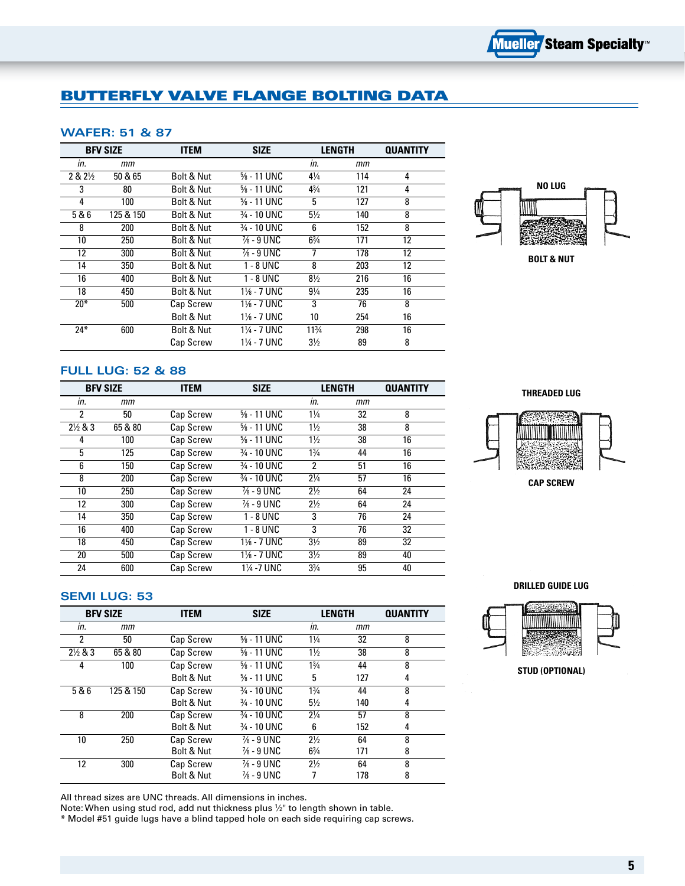# BUTTERFLY VALVE FLANGE BOLTING DATA

## WAFER: 51 & 87

| BFV SIZE | | ITEM | SIZE | LENGTH | | QUANTITY |
|---|---|---|---|---|---|---|
| *in.* | *mm* | | | *in.* | *mm* | |
| 2 & 2½ | 50 & 65 | Bolt & Nut | ⅝ - 11 UNC | 4¼ | 114 | 4 |
| 3 | 80 | Bolt & Nut | ⅝ - 11 UNC | 4¾ | 121 | 4 |
| 4 | 100 | Bolt & Nut | ⅝ - 11 UNC | 5 | 127 | 8 |
| 5 & 6 | 125 & 150 | Bolt & Nut | ¾ - 10 UNC | 5½ | 140 | 8 |
| 8 | 200 | Bolt & Nut | ¾ - 10 UNC | 6 | 152 | 8 |
| 10 | 250 | Bolt & Nut | ⅞ - 9 UNC | 6¾ | 171 | 12 |
| 12 | 300 | Bolt & Nut | ⅞ - 9 UNC | 7 | 178 | 12 |
| 14 | 350 | Bolt & Nut | 1 - 8 UNC | 8 | 203 | 12 |
| 16 | 400 | Bolt & Nut | 1 - 8 UNC | 8½ | 216 | 16 |
| 18 | 450 | Bolt & Nut | 1⅛ - 7 UNC | 9¼ | 235 | 16 |
| 20* | 500 | Cap Screw | 1⅛ - 7 UNC | 3 | 76 | 8 |
| | | Bolt & Nut | 1⅛ - 7 UNC | 10 | 254 | 16 |
| 24* | 600 | Bolt & Nut | 1¼ - 7 UNC | 11¾ | 298 | 16 |
| | | Cap Screw | 1¼ - 7 UNC | 3½ | 89 | 8 |

NO LUG

BOLT & NUT

## FULL LUG: 52 & 88

| BFV SIZE | | ITEM | SIZE | LENGTH | | QUANTITY |
|---|---|---|---|---|---|---|
| *in.* | *mm* | | | *in.* | *mm* | |
| 2 | 50 | Cap Screw | ⅝ - 11 UNC | 1¼ | 32 | 8 |
| 2½ & 3 | 65 & 80 | Cap Screw | ⅝ - 11 UNC | 1½ | 38 | 8 |
| 4 | 100 | Cap Screw | ⅝ - 11 UNC | 1½ | 38 | 16 |
| 5 | 125 | Cap Screw | ¾ - 10 UNC | 1¾ | 44 | 16 |
| 6 | 150 | Cap Screw | ¾ - 10 UNC | 2 | 51 | 16 |
| 8 | 200 | Cap Screw | ¾ - 10 UNC | 2¼ | 57 | 16 |
| 10 | 250 | Cap Screw | ⅞ - 9 UNC | 2½ | 64 | 24 |
| 12 | 300 | Cap Screw | ⅞ - 9 UNC | 2½ | 64 | 24 |
| 14 | 350 | Cap Screw | 1 - 8 UNC | 3 | 76 | 24 |
| 16 | 400 | Cap Screw | 1 - 8 UNC | 3 | 76 | 32 |
| 18 | 450 | Cap Screw | 1⅛ - 7 UNC | 3½ | 89 | 32 |
| 20 | 500 | Cap Screw | 1⅛ - 7 UNC | 3½ | 89 | 40 |
| 24 | 600 | Cap Screw | 1¼ -7 UNC | 3¾ | 95 | 40 |

THREADED LUG

CAP SCREW

## SEMI LUG: 53

| BFV SIZE | | ITEM | SIZE | LENGTH | | QUANTITY |
|---|---|---|---|---|---|---|
| *in.* | *mm* | | | *in.* | *mm* | |
| 2 | 50 | Cap Screw | ⅝ - 11 UNC | 1¼ | 32 | 8 |
| 2½ & 3 | 65 & 80 | Cap Screw | ⅝ - 11 UNC | 1½ | 38 | 8 |
| 4 | 100 | Cap Screw | ⅝ - 11 UNC | 1¾ | 44 | 8 |
| | | Bolt & Nut | ⅝ - 11 UNC | 5 | 127 | 4 |
| 5 & 6 | 125 & 150 | Cap Screw | ¾ - 10 UNC | 1¾ | 44 | 8 |
| | | Bolt & Nut | ¾ - 10 UNC | 5½ | 140 | 4 |
| 8 | 200 | Cap Screw | ¾ - 10 UNC | 2¼ | 57 | 8 |
| | | Bolt & Nut | ¾ - 10 UNC | 6 | 152 | 4 |
| 10 | 250 | Cap Screw | ⅞ - 9 UNC | 2½ | 64 | 8 |
| | | Bolt & Nut | ⅞ - 9 UNC | 6¾ | 171 | 8 |
| 12 | 300 | Cap Screw | ⅞ - 9 UNC | 2½ | 64 | 8 |
| | | Bolt & Nut | ⅞ - 9 UNC | 7 | 178 | 8 |

DRILLED GUIDE LUG

STUD (OPTIONAL)

All thread sizes are UNC threads. All dimensions in inches.
Note: When using stud rod, add nut thickness plus ½" to length shown in table.
* Model #51 guide lugs have a blind tapped hole on each side requiring cap screws.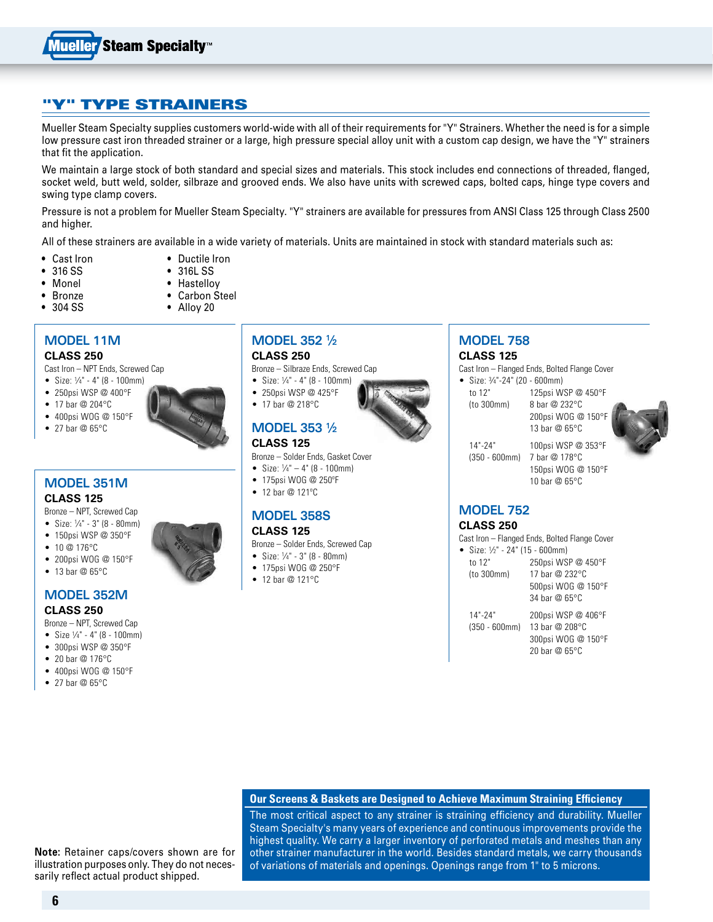## "Y" TYPE STRAINERS

Mueller Steam Specialty supplies customers world-wide with all of their requirements for "Y" Strainers. Whether the need is for a simple low pressure cast iron threaded strainer or a large, high pressure special alloy unit with a custom cap design, we have the "Y" strainers that fit the application.

We maintain a large stock of both standard and special sizes and materials. This stock includes end connections of threaded, flanged, socket weld, butt weld, solder, silbraze and grooved ends. We also have units with screwed caps, bolted caps, hinge type covers and swing type clamp covers.

Pressure is not a problem for Mueller Steam Specialty. "Y" strainers are available for pressures from ANSI Class 125 through Class 2500 and higher.

All of these strainers are available in a wide variety of materials. Units are maintained in stock with standard materials such as:

- Cast Iron
- 316 SS
- Monel
- Bronze
- 304 SS
- Ductile Iron
- 316L SS
- Hastelloy
- Carbon Steel
- Alloy 20

### MODEL 11M
**CLASS 250**

Cast Iron – NPT Ends, Screwed Cap

- Size: ¼" - 4" (8 - 100mm)
- 250psi WSP @ 400°F
- 17 bar @ 204°C
- 400psi WOG @ 150°F
- 27 bar @ 65°C

### MODEL 351M
**CLASS 125**

Bronze – NPT, Screwed Cap

- Size: ¼" - 3" (8 - 80mm)
- 150psi WSP @ 350°F
- 10 @ 176°C
- 200psi WOG @ 150°F
- 13 bar @ 65°C

### MODEL 352M
**CLASS 250**

Bronze – NPT, Screwed Cap

- Size ¼" - 4" (8 - 100mm)
- 300psi WSP @ 350°F
- 20 bar @ 176°C
- 400psi WOG @ 150°F
- 27 bar @ 65°C

### MODEL 352 ½
**CLASS 250**

Bronze – Silbraze Ends, Screwed Cap

- Size: ¼" - 4" (8 - 100mm)
- 250psi WSP @ 425°F
- 17 bar @ 218°C

### MODEL 353 ½
**CLASS 125**

Bronze – Solder Ends, Gasket Cover

- Size: ¼" – 4" (8 - 100mm)
- 175psi WOG @ 250°F
- 12 bar @ 121°C

### MODEL 358S
**CLASS 125**

Bronze – Solder Ends, Screwed Cap

- Size: ¼" - 3" (8 - 80mm)
- 175psi WOG @ 250°F
- 12 bar @ 121°C

### MODEL 758
**CLASS 125**

Cast Iron – Flanged Ends, Bolted Flange Cover

- Size: ¾"-24" (20 - 600mm)

| | |
|---|---|
| to 12" (to 300mm) | 125psi WSP @ 450°F<br>8 bar @ 232°C<br>200psi WOG @ 150°F<br>13 bar @ 65°C |
| 14"-24" (350 - 600mm) | 100psi WSP @ 353°F<br>7 bar @ 178°C<br>150psi WOG @ 150°F<br>10 bar @ 65°C |

### MODEL 752
**CLASS 250**

Cast Iron – Flanged Ends, Bolted Flange Cover

- Size: ½" - 24" (15 - 600mm)

| | |
|---|---|
| to 12" (to 300mm) | 250psi WSP @ 450°F<br>17 bar @ 232°C<br>500psi WOG @ 150°F<br>34 bar @ 65°C |
| 14"-24" (350 - 600mm) | 200psi WSP @ 406°F<br>13 bar @ 208°C<br>300psi WOG @ 150°F<br>20 bar @ 65°C |

**Note:** Retainer caps/covers shown are for illustration purposes only. They do not necessarily reflect actual product shipped.

**Our Screens & Baskets are Designed to Achieve Maximum Straining Efficiency**

The most critical aspect to any strainer is straining efficiency and durability. Mueller Steam Specialty's many years of experience and continuous improvements provide the highest quality. We carry a larger inventory of perforated metals and meshes than any other strainer manufacturer in the world. Besides standard metals, we carry thousands of variations of materials and openings. Openings range from 1" to 5 microns.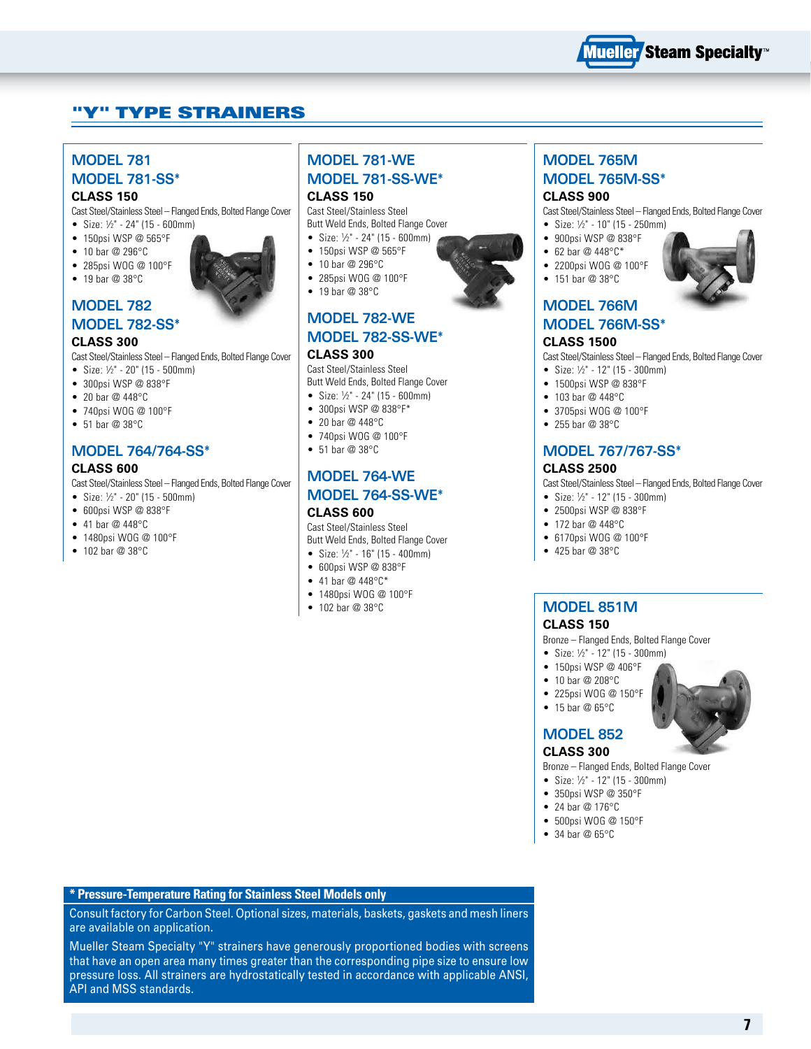# "Y" TYPE STRAINERS

## MODEL 781
## MODEL 781-SS*
### CLASS 150

Cast Steel/Stainless Steel – Flanged Ends, Bolted Flange Cover

- Size: ½" - 24" (15 - 600mm)
- 150psi WSP @ 565°F
- 10 bar @ 296°C
- 285psi WOG @ 100°F
- 19 bar @ 38°C

## MODEL 782
## MODEL 782-SS*
### CLASS 300

Cast Steel/Stainless Steel – Flanged Ends, Bolted Flange Cover

- Size: ½" - 20" (15 - 500mm)
- 300psi WSP @ 838°F
- 20 bar @ 448°C
- 740psi WOG @ 100°F
- 51 bar @ 38°C

## MODEL 764/764-SS*
### CLASS 600

Cast Steel/Stainless Steel – Flanged Ends, Bolted Flange Cover

- Size: ½" - 20" (15 - 500mm)
- 600psi WSP @ 838°F
- 41 bar @ 448°C
- 1480psi WOG @ 100°F
- 102 bar @ 38°C

## MODEL 781-WE
## MODEL 781-SS-WE*
### CLASS 150

Cast Steel/Stainless Steel
Butt Weld Ends, Bolted Flange Cover

- Size: ½" - 24" (15 - 600mm)
- 150psi WSP @ 565°F
- 10 bar @ 296°C
- 285psi WOG @ 100°F
- 19 bar @ 38°C

## MODEL 782-WE
## MODEL 782-SS-WE*
### CLASS 300

Cast Steel/Stainless Steel
Butt Weld Ends, Bolted Flange Cover

- Size: ½" - 24" (15 - 600mm)
- 300psi WSP @ 838°F*
- 20 bar @ 448°C
- 740psi WOG @ 100°F
- 51 bar @ 38°C

## MODEL 764-WE
## MODEL 764-SS-WE*
### CLASS 600

Cast Steel/Stainless Steel
Butt Weld Ends, Bolted Flange Cover

- Size: ½" - 16" (15 - 400mm)
- 600psi WSP @ 838°F
- 41 bar @ 448°C*
- 1480psi WOG @ 100°F
- 102 bar @ 38°C

## MODEL 765M
## MODEL 765M-SS*
### CLASS 900

Cast Steel/Stainless Steel – Flanged Ends, Bolted Flange Cover

- Size: ½" - 10" (15 - 250mm)
- 900psi WSP @ 838°F
- 62 bar @ 448°C*
- 2200psi WOG @ 100°F
- 151 bar @ 38°C

## MODEL 766M
## MODEL 766M-SS*
### CLASS 1500

Cast Steel/Stainless Steel – Flanged Ends, Bolted Flange Cover

- Size: ½" - 12" (15 - 300mm)
- 1500psi WSP @ 838°F
- 103 bar @ 448°C
- 3705psi WOG @ 100°F
- 255 bar @ 38°C

## MODEL 767/767-SS*
### CLASS 2500

Cast Steel/Stainless Steel – Flanged Ends, Bolted Flange Cover

- Size: ½" - 12" (15 - 300mm)
- 2500psi WSP @ 838°F
- 172 bar @ 448°C
- 6170psi WOG @ 100°F
- 425 bar @ 38°C

## MODEL 851M
### CLASS 150

Bronze – Flanged Ends, Bolted Flange Cover

- Size: ½" - 12" (15 - 300mm)
- 150psi WSP @ 406°F
- 10 bar @ 208°C
- 225psi WOG @ 150°F
- 15 bar @ 65°C

## MODEL 852
### CLASS 300

Bronze – Flanged Ends, Bolted Flange Cover

- Size: ½" - 12" (15 - 300mm)
- 350psi WSP @ 350°F
- 24 bar @ 176°C
- 500psi WOG @ 150°F
- 34 bar @ 65°C

**\* Pressure-Temperature Rating for Stainless Steel Models only**

Consult factory for Carbon Steel. Optional sizes, materials, baskets, gaskets and mesh liners are available on application.

Mueller Steam Specialty "Y" strainers have generously proportioned bodies with screens that have an open area many times greater than the corresponding pipe size to ensure low pressure loss. All strainers are hydrostatically tested in accordance with applicable ANSI, API and MSS standards.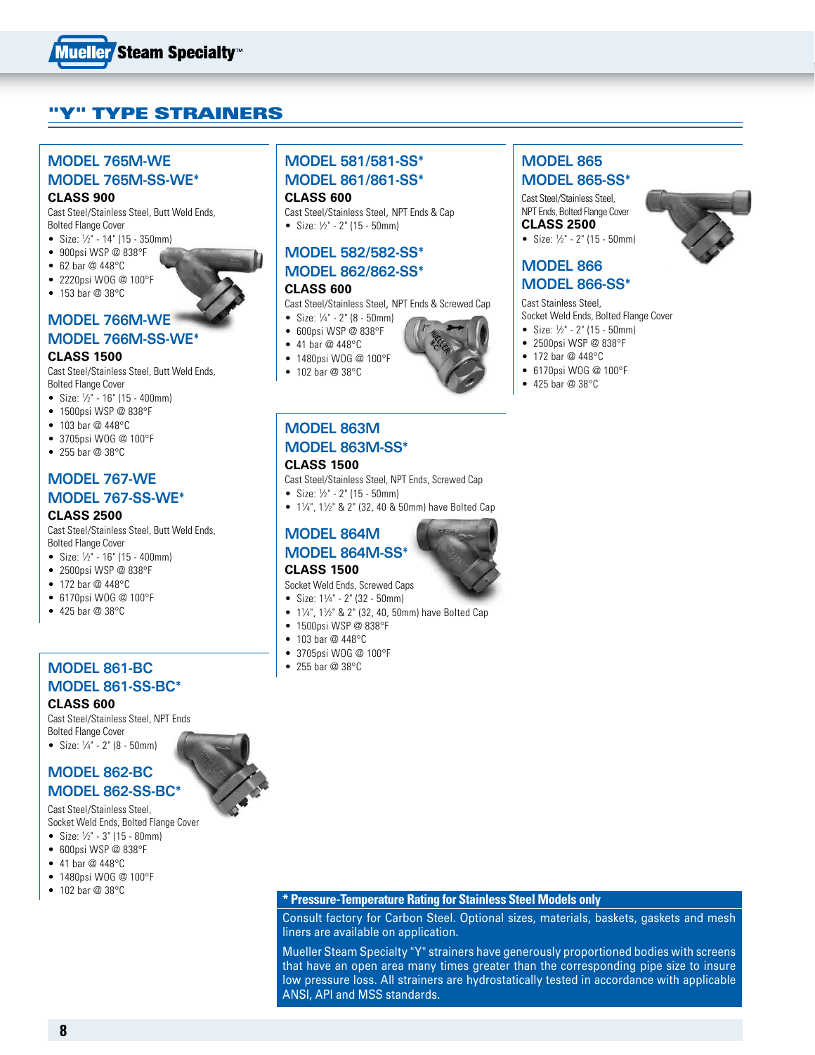# "Y" TYPE STRAINERS

## MODEL 765M-WE
## MODEL 765M-SS-WE*

**CLASS 900**

Cast Steel/Stainless Steel, Butt Weld Ends, Bolted Flange Cover

- Size: ½" - 14" (15 - 350mm)
- 900psi WSP @ 838°F
- 62 bar @ 448°C
- 2220psi WOG @ 100°F
- 153 bar @ 38°C

## MODEL 766M-WE
## MODEL 766M-SS-WE*

**CLASS 1500**

Cast Steel/Stainless Steel, Butt Weld Ends, Bolted Flange Cover

- Size: ½" - 16" (15 - 400mm)
- 1500psi WSP @ 838°F
- 103 bar @ 448°C
- 3705psi WOG @ 100°F
- 255 bar @ 38°C

## MODEL 767-WE
## MODEL 767-SS-WE*

**CLASS 2500**

Cast Steel/Stainless Steel, Butt Weld Ends, Bolted Flange Cover

- Size: ½" - 16" (15 - 400mm)
- 2500psi WSP @ 838°F
- 172 bar @ 448°C
- 6170psi WOG @ 100°F
- 425 bar @ 38°C

## MODEL 861-BC
## MODEL 861-SS-BC*

**CLASS 600**

Cast Steel/Stainless Steel, NPT Ends Bolted Flange Cover

- Size: ¼" - 2" (8 - 50mm)

## MODEL 862-BC
## MODEL 862-SS-BC*

Cast Steel/Stainless Steel, Socket Weld Ends, Bolted Flange Cover

- Size: ½" - 3" (15 - 80mm)
- 600psi WSP @ 838°F
- 41 bar @ 448°C
- 1480psi WOG @ 100°F
- 102 bar @ 38°C

## MODEL 581/581-SS*
## MODEL 861/861-SS*

**CLASS 600**

Cast Steel/Stainless Steel, NPT Ends & Cap

- Size: ½" - 2" (15 - 50mm)

## MODEL 582/582-SS*
## MODEL 862/862-SS*

**CLASS 600**

Cast Steel/Stainless Steel, NPT Ends & Screwed Cap

- Size: ¼" - 2" (8 - 50mm)
- 600psi WSP @ 838°F
- 41 bar @ 448°C
- 1480psi WOG @ 100°F
- 102 bar @ 38°C

## MODEL 863M
## MODEL 863M-SS*

**CLASS 1500**

Cast Steel/Stainless Steel, NPT Ends, Screwed Cap

- Size: ½" - 2" (15 - 50mm)
- 1¼", 1½" & 2" (32, 40 & 50mm) have Bolted Cap

## MODEL 864M
## MODEL 864M-SS*

**CLASS 1500**

Socket Weld Ends, Screwed Caps

- Size: 1¼" - 2" (32 - 50mm)
- 1¼", 1½" & 2" (32, 40, 50mm) have Bolted Cap
- 1500psi WSP @ 838°F
- 103 bar @ 448°C
- 3705psi WOG @ 100°F
- 255 bar @ 38°C

## MODEL 865
## MODEL 865-SS*

Cast Steel/Stainless Steel, NPT Ends, Bolted Flange Cover

**CLASS 2500**

- Size: ½" - 2" (15 - 50mm)

## MODEL 866
## MODEL 866-SS*

Cast Stainless Steel, Socket Weld Ends, Bolted Flange Cover

- Size: ½" - 2" (15 - 50mm)
- 2500psi WSP @ 838°F
- 172 bar @ 448°C
- 6170psi WOG @ 100°F
- 425 bar @ 38°C

**\* Pressure-Temperature Rating for Stainless Steel Models only**

Consult factory for Carbon Steel. Optional sizes, materials, baskets, gaskets and mesh liners are available on application.

Mueller Steam Specialty "Y" strainers have generously proportioned bodies with screens that have an open area many times greater than the corresponding pipe size to insure low pressure loss. All strainers are hydrostatically tested in accordance with applicable ANSI, API and MSS standards.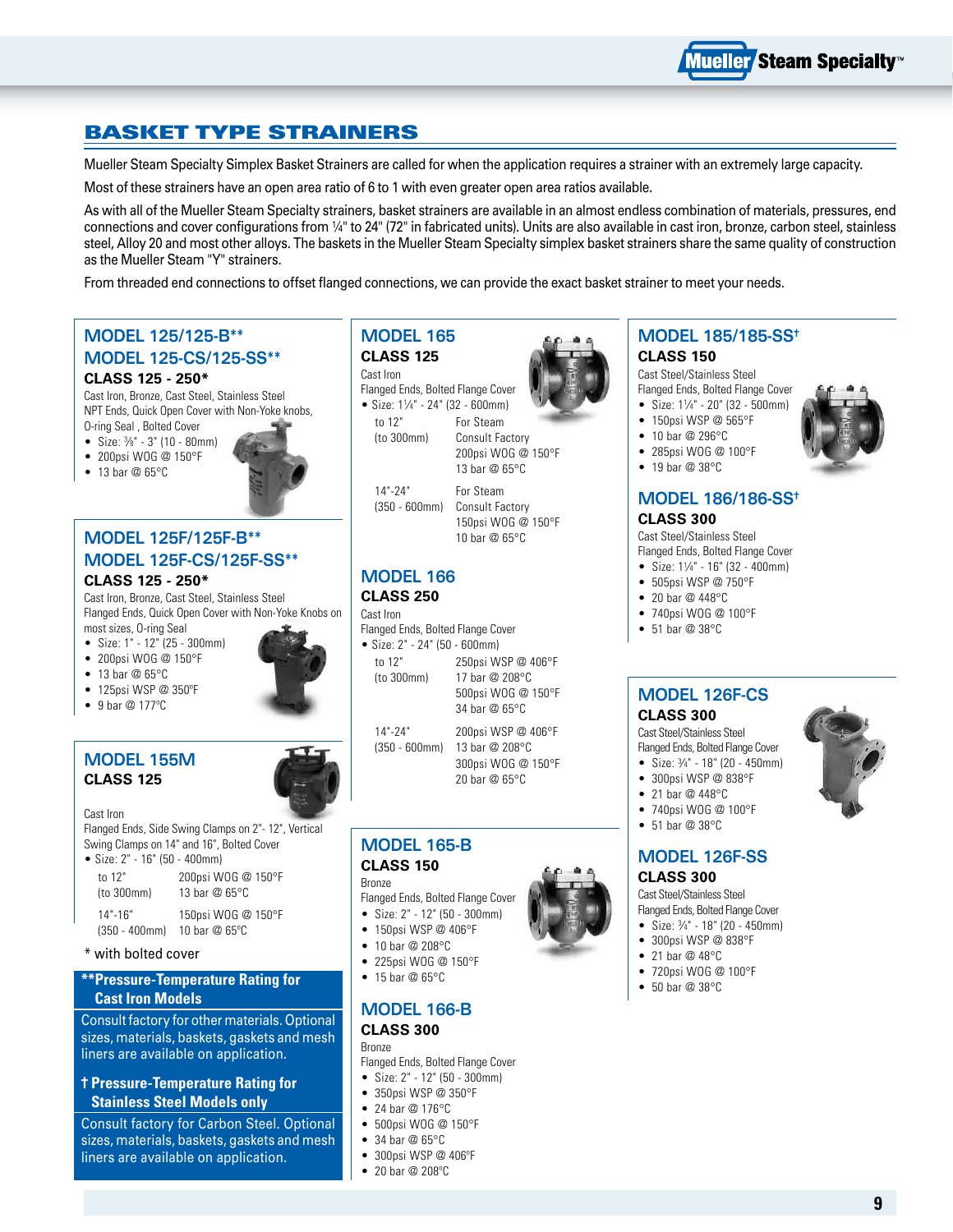# BASKET TYPE STRAINERS

Mueller Steam Specialty Simplex Basket Strainers are called for when the application requires a strainer with an extremely large capacity.

Most of these strainers have an open area ratio of 6 to 1 with even greater open area ratios available.

As with all of the Mueller Steam Specialty strainers, basket strainers are available in an almost endless combination of materials, pressures, end connections and cover configurations from ¼" to 24" (72" in fabricated units). Units are also available in cast iron, bronze, carbon steel, stainless steel, Alloy 20 and most other alloys. The baskets in the Mueller Steam Specialty simplex basket strainers share the same quality of construction as the Mueller Steam "Y" strainers.

From threaded end connections to offset flanged connections, we can provide the exact basket strainer to meet your needs.

## MODEL 125/125-B**
## MODEL 125-CS/125-SS**

**CLASS 125 - 250***

Cast Iron, Bronze, Cast Steel, Stainless Steel
NPT Ends, Quick Open Cover with Non-Yoke knobs, O-ring Seal, Bolted Cover

- Size: ⅜" - 3" (10 - 80mm)
- 200psi WOG @ 150°F
- 13 bar @ 65°C

## MODEL 125F/125F-B**
## MODEL 125F-CS/125F-SS**

**CLASS 125 - 250***

Cast Iron, Bronze, Cast Steel, Stainless Steel
Flanged Ends, Quick Open Cover with Non-Yoke Knobs on most sizes, O-ring Seal

- Size: 1" - 12" (25 - 300mm)
- 200psi WOG @ 150°F
- 13 bar @ 65°C
- 125psi WSP @ 350°F
- 9 bar @ 177°C

## MODEL 155M

**CLASS 125**

Cast Iron
Flanged Ends, Side Swing Clamps on 2"- 12", Vertical Swing Clamps on 14" and 16", Bolted Cover

- Size: 2" - 16" (50 - 400mm)

| | |
|---|---|
| to 12" (to 300mm) | 200psi WOG @ 150°F<br>13 bar @ 65°C |
| 14"-16" (350 - 400mm) | 150psi WOG @ 150°F<br>10 bar @ 65°C |

\* with bolted cover

**\*\*Pressure-Temperature Rating for Cast Iron Models**

Consult factory for other materials. Optional sizes, materials, baskets, gaskets and mesh liners are available on application.

**† Pressure-Temperature Rating for Stainless Steel Models only**

Consult factory for Carbon Steel. Optional sizes, materials, baskets, gaskets and mesh liners are available on application.

## MODEL 165

**CLASS 125**

Cast Iron
Flanged Ends, Bolted Flange Cover

- Size: 1¼" - 24" (32 - 600mm)

| | |
|---|---|
| to 12" (to 300mm) | For Steam<br>Consult Factory<br>200psi WOG @ 150°F<br>13 bar @ 65°C |
| 14"-24" (350 - 600mm) | For Steam<br>Consult Factory<br>150psi WOG @ 150°F<br>10 bar @ 65°C |

## MODEL 166

**CLASS 250**

Cast Iron
Flanged Ends, Bolted Flange Cover

- Size: 2" - 24" (50 - 600mm)

| | |
|---|---|
| to 12" (to 300mm) | 250psi WSP @ 406°F<br>17 bar @ 208°C<br>500psi WOG @ 150°F<br>34 bar @ 65°C |
| 14"-24" (350 - 600mm) | 200psi WSP @ 406°F<br>13 bar @ 208°C<br>300psi WOG @ 150°F<br>20 bar @ 65°C |

## MODEL 165-B

**CLASS 150**

Bronze
Flanged Ends, Bolted Flange Cover

- Size: 2" - 12" (50 - 300mm)
- 150psi WSP @ 406°F
- 10 bar @ 208°C
- 225psi WOG @ 150°F
- 15 bar @ 65°C

## MODEL 166-B

**CLASS 300**

Bronze
Flanged Ends, Bolted Flange Cover

- Size: 2" - 12" (50 - 300mm)
- 350psi WSP @ 350°F
- 24 bar @ 176°C
- 500psi WOG @ 150°F
- 34 bar @ 65°C
- 300psi WSP @ 406°F
- 20 bar @ 208°C

## MODEL 185/185-SS†

**CLASS 150**

Cast Steel/Stainless Steel
Flanged Ends, Bolted Flange Cover

- Size: 1¼" - 20" (32 - 500mm)
- 150psi WSP @ 565°F
- 10 bar @ 296°C
- 285psi WOG @ 100°F
- 19 bar @ 38°C

## MODEL 186/186-SS†

**CLASS 300**

Cast Steel/Stainless Steel
Flanged Ends, Bolted Flange Cover

- Size: 1¼" - 16" (32 - 400mm)
- 505psi WSP @ 750°F
- 20 bar @ 448°C
- 740psi WOG @ 100°F
- 51 bar @ 38°C

## MODEL 126F-CS

**CLASS 300**

Cast Steel/Stainless Steel
Flanged Ends, Bolted Flange Cover

- Size: ¾" - 18" (20 - 450mm)
- 300psi WSP @ 838°F
- 21 bar @ 448°C
- 740psi WOG @ 100°F
- 51 bar @ 38°C

## MODEL 126F-SS

**CLASS 300**

Cast Steel/Stainless Steel
Flanged Ends, Bolted Flange Cover

- Size: ¾" - 18" (20 - 450mm)
- 300psi WSP @ 838°F
- 21 bar @ 48°C
- 720psi WOG @ 100°F
- 50 bar @ 38°C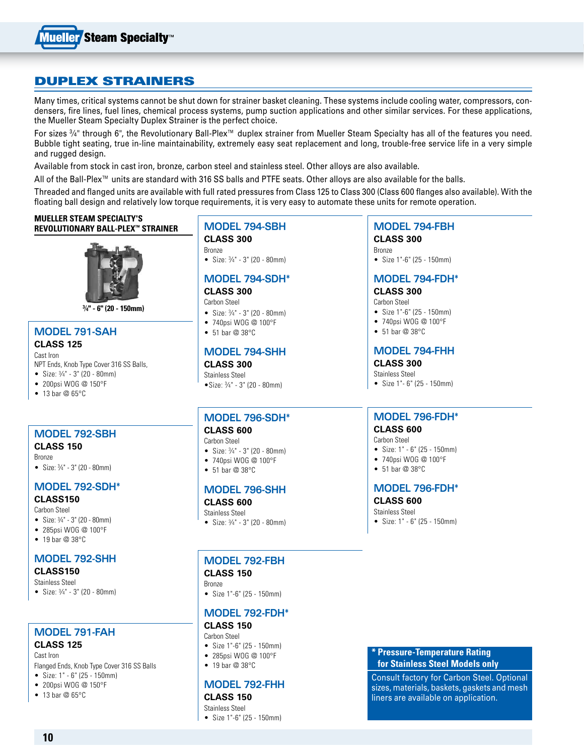# DUPLEX STRAINERS

Many times, critical systems cannot be shut down for strainer basket cleaning. These systems include cooling water, compressors, condensers, fire lines, fuel lines, chemical process systems, pump suction applications and other similar services. For these applications, the Mueller Steam Specialty Duplex Strainer is the perfect choice.

For sizes ¾" through 6", the Revolutionary Ball-Plex™ duplex strainer from Mueller Steam Specialty has all of the features you need. Bubble tight seating, true in-line maintainability, extremely easy seat replacement and long, trouble-free service life in a very simple and rugged design.

Available from stock in cast iron, bronze, carbon steel and stainless steel. Other alloys are also available.

All of the Ball-Plex™ units are standard with 316 SS balls and PTFE seats. Other alloys are also available for the balls.

Threaded and flanged units are available with full rated pressures from Class 125 to Class 300 (Class 600 flanges also available). With the floating ball design and relatively low torque requirements, it is very easy to automate these units for remote operation.

**MUELLER STEAM SPECIALTY'S REVOLUTIONARY BALL-PLEX™ STRAINER**

¾" - 6" (20 - 150mm)

## MODEL 791-SAH
**CLASS 125**

Cast Iron

NPT Ends, Knob Type Cover 316 SS Balls,

- Size: ¾" - 3" (20 - 80mm)
- 200psi WOG @ 150°F
- 13 bar @ 65°C

## MODEL 792-SBH
**CLASS 150**

Bronze

- Size: ¾" - 3" (20 - 80mm)

## MODEL 792-SDH*
**CLASS150**

Carbon Steel

- Size: ¾" - 3" (20 - 80mm)
- 285psi WOG @ 100°F
- 19 bar @ 38°C

## MODEL 792-SHH
**CLASS150**

Stainless Steel

- Size: ¾" - 3" (20 - 80mm)

## MODEL 791-FAH
**CLASS 125**

Cast Iron

Flanged Ends, Knob Type Cover 316 SS Balls

- Size: 1" - 6" (25 - 150mm)
- 200psi WOG @ 150°F
- 13 bar @ 65°C

## MODEL 794-SBH
**CLASS 300**

Bronze

- Size: ¾" - 3" (20 - 80mm)

## MODEL 794-SDH*
**CLASS 300**

Carbon Steel

- Size: ¾" - 3" (20 - 80mm)
- 740psi WOG @ 100°F
- 51 bar @ 38°C

## MODEL 794-SHH
**CLASS 300**

Stainless Steel

- Size: ¾" - 3" (20 - 80mm)

## MODEL 796-SDH*
**CLASS 600**

Carbon Steel

- Size: ¾" - 3" (20 - 80mm)
- 740psi WOG @ 100°F
- 51 bar @ 38°C

## MODEL 796-SHH
**CLASS 600**

Stainless Steel

- Size: ¾" - 3" (20 - 80mm)

## MODEL 792-FBH
**CLASS 150**

Bronze

- Size 1"-6" (25 - 150mm)

## MODEL 792-FDH*
**CLASS 150**

Carbon Steel

- Size 1"-6" (25 - 150mm)
- 285psi WOG @ 100°F
- 19 bar @ 38°C

## MODEL 792-FHH
**CLASS 150**

Stainless Steel

- Size 1"-6" (25 - 150mm)

## MODEL 794-FBH
**CLASS 300**

Bronze

- Size 1"-6" (25 - 150mm)

## MODEL 794-FDH*
**CLASS 300**

Carbon Steel

- Size 1"-6" (25 - 150mm)
- 740psi WOG @ 100°F
- 51 bar @ 38°C

## MODEL 794-FHH
**CLASS 300**

Stainless Steel

- Size 1"- 6" (25 - 150mm)

## MODEL 796-FDH*
**CLASS 600**

Carbon Steel

- Size: 1" - 6" (25 - 150mm)
- 740psi WOG @ 100°F
- 51 bar @ 38°C

## MODEL 796-FDH*
**CLASS 600**

Stainless Steel

- Size: 1" - 6" (25 - 150mm)

**\* Pressure-Temperature Rating for Stainless Steel Models only**

Consult factory for Carbon Steel. Optional sizes, materials, baskets, gaskets and mesh liners are available on application.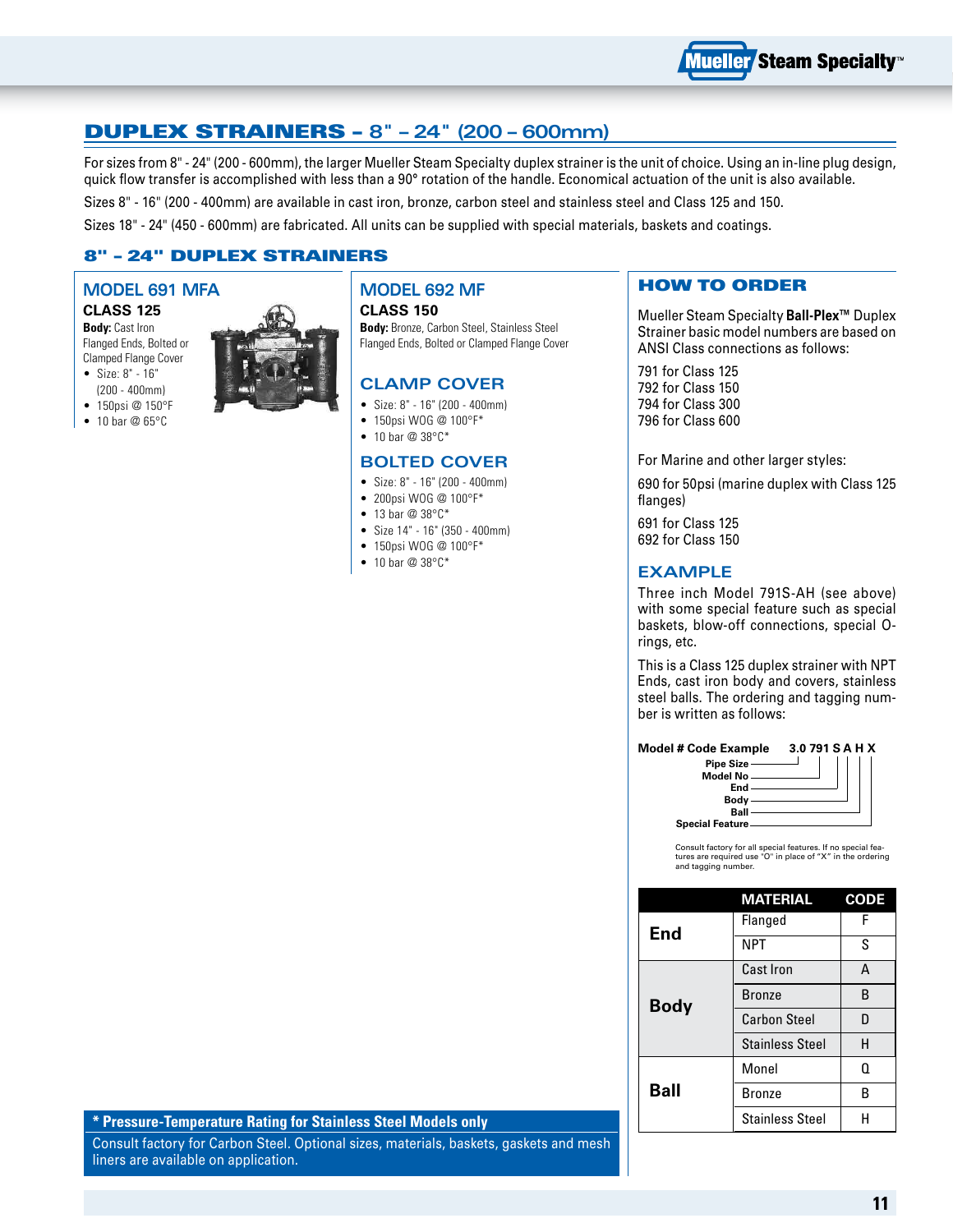## DUPLEX STRAINERS – 8" – 24" (200 – 600mm)

For sizes from 8" - 24" (200 - 600mm), the larger Mueller Steam Specialty duplex strainer is the unit of choice. Using an in-line plug design, quick flow transfer is accomplished with less than a 90° rotation of the handle. Economical actuation of the unit is also available.

Sizes 8" - 16" (200 - 400mm) are available in cast iron, bronze, carbon steel and stainless steel and Class 125 and 150.

Sizes 18" - 24" (450 - 600mm) are fabricated. All units can be supplied with special materials, baskets and coatings.

### 8" – 24" DUPLEX STRAINERS

### MODEL 691 MFA

**CLASS 125**

**Body:** Cast Iron
Flanged Ends, Bolted or Clamped Flange Cover

- Size: 8" - 16" (200 - 400mm)
- 150psi @ 150°F
- 10 bar @ 65°C

### MODEL 692 MF

**CLASS 150**

**Body:** Bronze, Carbon Steel, Stainless Steel
Flanged Ends, Bolted or Clamped Flange Cover

### CLAMP COVER

- Size: 8" - 16" (200 - 400mm)
- 150psi WOG @ 100°F*
- 10 bar @ 38°C*

### BOLTED COVER

- Size: 8" - 16" (200 - 400mm)
- 200psi WOG @ 100°F*
- 13 bar @ 38°C*
- Size 14" - 16" (350 - 400mm)
- 150psi WOG @ 100°F*
- 10 bar @ 38°C*

**\* Pressure-Temperature Rating for Stainless Steel Models only**

Consult factory for Carbon Steel. Optional sizes, materials, baskets, gaskets and mesh liners are available on application.

### HOW TO ORDER

Mueller Steam Specialty **Ball-Plex™** Duplex Strainer basic model numbers are based on ANSI Class connections as follows:

791 for Class 125
792 for Class 150
794 for Class 300
796 for Class 600

For Marine and other larger styles:

690 for 50psi (marine duplex with Class 125 flanges)

691 for Class 125
692 for Class 150

### EXAMPLE

Three inch Model 791S-AH (see above) with some special feature such as special baskets, blow-off connections, special O-rings, etc.

This is a Class 125 duplex strainer with NPT Ends, cast iron body and covers, stainless steel balls. The ordering and tagging number is written as follows:

**Model # Code Example** **3.0 791 S A H X**

- Pipe Size
- Model No
- End
- Body
- Ball
- Special Feature

Consult factory for all special features. If no special features are required use "O" in place of "X" in the ordering and tagging number.

| | MATERIAL | CODE |
|---|---|---|
| End | Flanged | F |
| | NPT | S |
| Body | Cast Iron | A |
| | Bronze | B |
| | Carbon Steel | D |
| | Stainless Steel | H |
| Ball | Monel | Q |
| | Bronze | B |
| | Stainless Steel | H |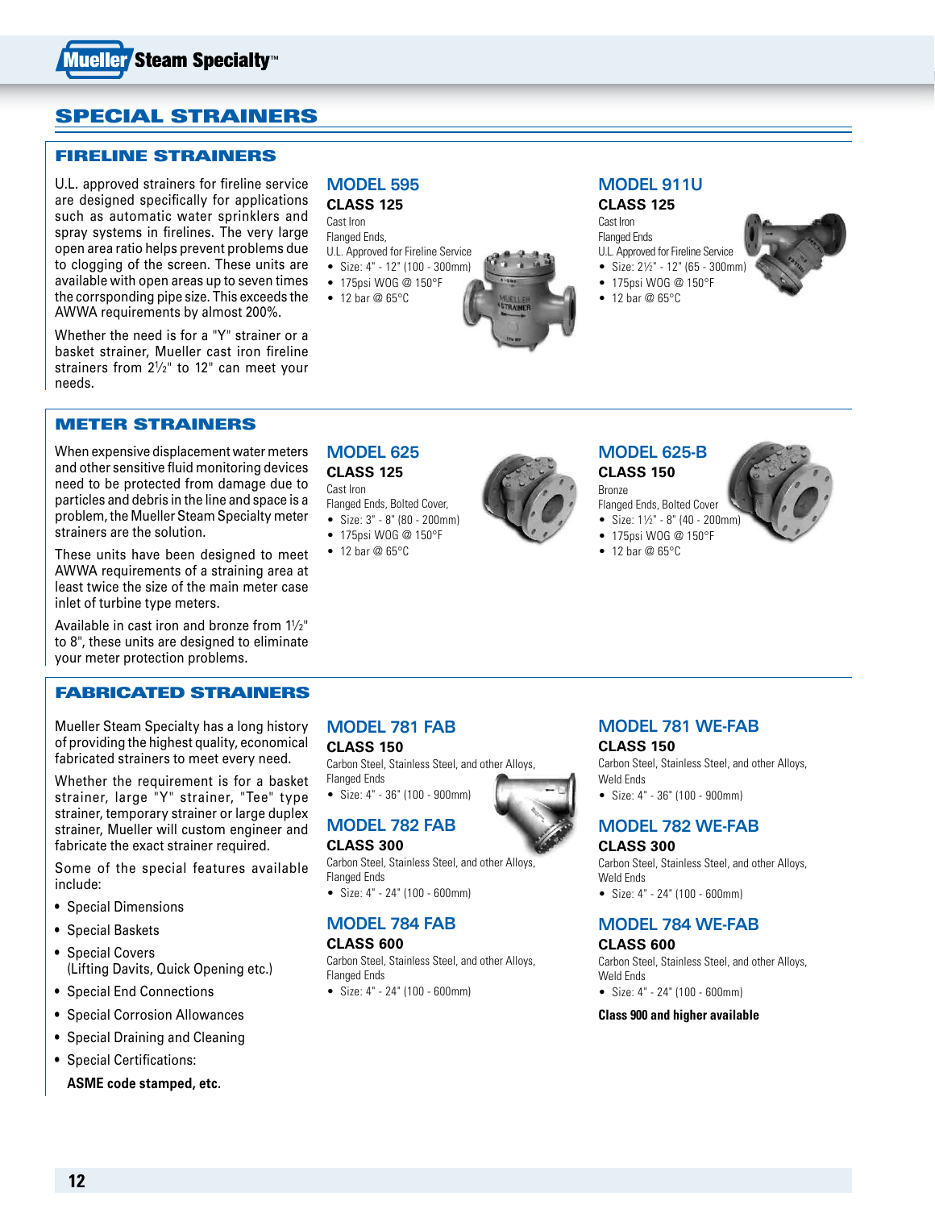# SPECIAL STRAINERS

## FIRELINE STRAINERS

U.L. approved strainers for fireline service are designed specifically for applications such as automatic water sprinklers and spray systems in firelines. The very large open area ratio helps prevent problems due to clogging of the screen. These units are available with open areas up to seven times the corrsponding pipe size. This exceeds the AWWA requirements by almost 200%.

Whether the need is for a "Y" strainer or a basket strainer, Mueller cast iron fireline strainers from 2½" to 12" can meet your needs.

### MODEL 595

**CLASS 125**

Cast Iron
Flanged Ends,
U.L. Approved for Fireline Service

- Size: 4" - 12" (100 - 300mm)
- 175psi WOG @ 150°F
- 12 bar @ 65°C

### MODEL 911U

**CLASS 125**

Cast Iron
Flanged Ends
U.L. Approved for Fireline Service

- Size: 2½" - 12" (65 - 300mm)
- 175psi WOG @ 150°F
- 12 bar @ 65°C

## METER STRAINERS

When expensive displacement water meters and other sensitive fluid monitoring devices need to be protected from damage due to particles and debris in the line and space is a problem, the Mueller Steam Specialty meter strainers are the solution.

These units have been designed to meet AWWA requirements of a straining area at least twice the size of the main meter case inlet of turbine type meters.

Available in cast iron and bronze from 1½" to 8", these units are designed to eliminate your meter protection problems.

### MODEL 625

**CLASS 125**

Cast Iron
Flanged Ends, Bolted Cover,

- Size: 3" - 8" (80 - 200mm)
- 175psi WOG @ 150°F
- 12 bar @ 65°C

### MODEL 625-B

**CLASS 150**

Bronze
Flanged Ends, Bolted Cover

- Size: 1½" - 8" (40 - 200mm)
- 175psi WOG @ 150°F
- 12 bar @ 65°C

## FABRICATED STRAINERS

Mueller Steam Specialty has a long history of providing the highest quality, economical fabricated strainers to meet every need.

Whether the requirement is for a basket strainer, large "Y" strainer, "Tee" type strainer, temporary strainer or large duplex strainer, Mueller will custom engineer and fabricate the exact strainer required.

Some of the special features available include:

- Special Dimensions
- Special Baskets
- Special Covers (Lifting Davits, Quick Opening etc.)
- Special End Connections
- Special Corrosion Allowances
- Special Draining and Cleaning
- Special Certifications:

**ASME code stamped, etc.**

### MODEL 781 FAB

**CLASS 150**

Carbon Steel, Stainless Steel, and other Alloys,
Flanged Ends

- Size: 4" - 36" (100 - 900mm)

### MODEL 782 FAB

**CLASS 300**

Carbon Steel, Stainless Steel, and other Alloys,
Flanged Ends

- Size: 4" - 24" (100 - 600mm)

### MODEL 784 FAB

**CLASS 600**

Carbon Steel, Stainless Steel, and other Alloys,
Flanged Ends

- Size: 4" - 24" (100 - 600mm)

### MODEL 781 WE-FAB

**CLASS 150**

Carbon Steel, Stainless Steel, and other Alloys,
Weld Ends

- Size: 4" - 36" (100 - 900mm)

### MODEL 782 WE-FAB

**CLASS 300**

Carbon Steel, Stainless Steel, and other Alloys,
Weld Ends

- Size: 4" - 24" (100 - 600mm)

### MODEL 784 WE-FAB

**CLASS 600**

Carbon Steel, Stainless Steel, and other Alloys,
Weld Ends

- Size: 4" - 24" (100 - 600mm)

**Class 900 and higher available**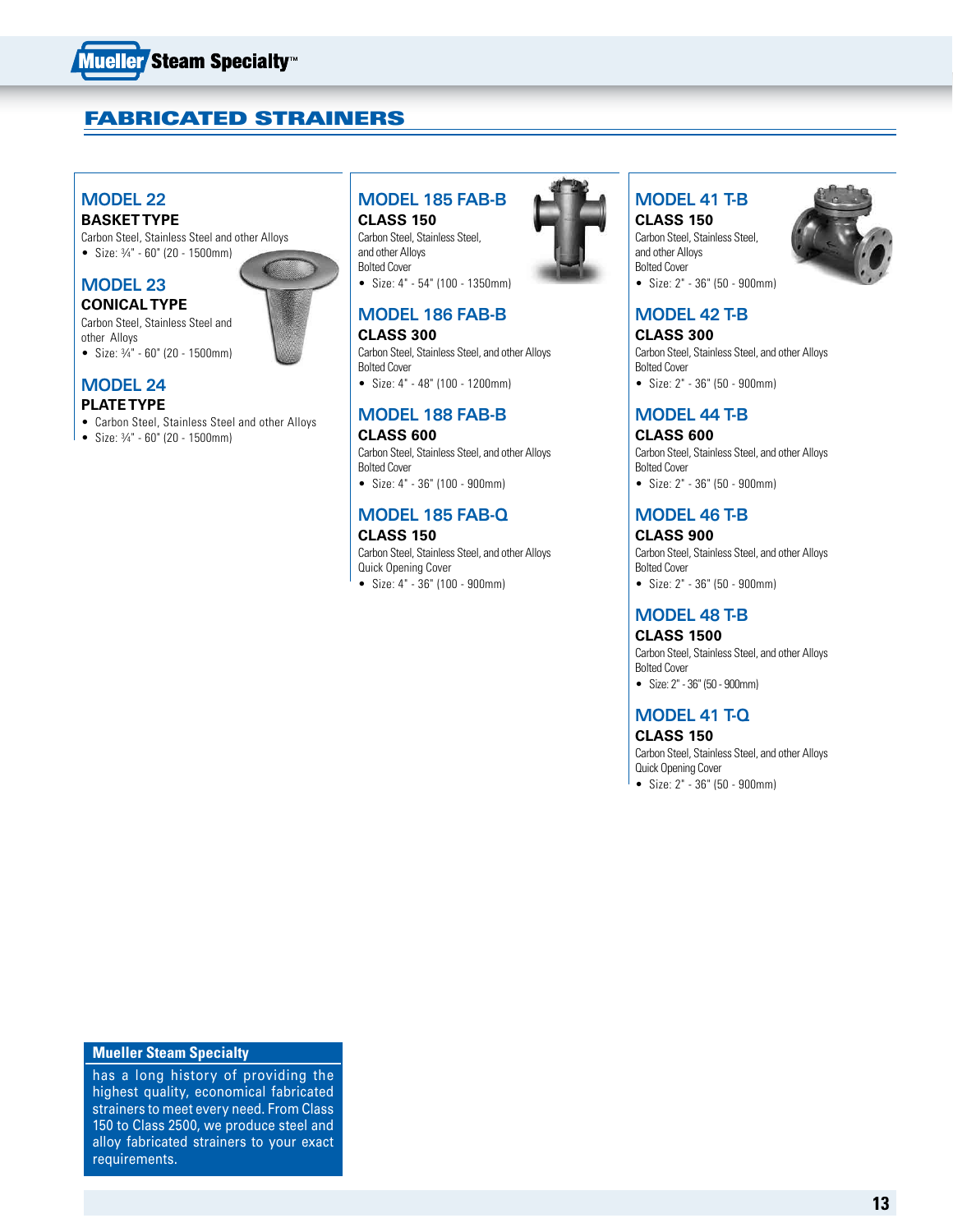# FABRICATED STRAINERS

## MODEL 22

**BASKET TYPE**

Carbon Steel, Stainless Steel and other Alloys

- Size: ¾" - 60" (20 - 1500mm)

## MODEL 23

**CONICAL TYPE**

Carbon Steel, Stainless Steel and other Alloys

- Size: ¾" - 60" (20 - 1500mm)

## MODEL 24

**PLATE TYPE**

- Carbon Steel, Stainless Steel and other Alloys
- Size: ¾" - 60" (20 - 1500mm)

## MODEL 185 FAB-B

**CLASS 150**

Carbon Steel, Stainless Steel, and other Alloys

Bolted Cover

- Size: 4" - 54" (100 - 1350mm)

## MODEL 186 FAB-B

**CLASS 300**

Carbon Steel, Stainless Steel, and other Alloys

Bolted Cover

- Size: 4" - 48" (100 - 1200mm)

## MODEL 188 FAB-B

**CLASS 600**

Carbon Steel, Stainless Steel, and other Alloys

Bolted Cover

- Size: 4" - 36" (100 - 900mm)

## MODEL 185 FAB-Q

**CLASS 150**

Carbon Steel, Stainless Steel, and other Alloys

Quick Opening Cover

- Size: 4" - 36" (100 - 900mm)

## MODEL 41 T-B

**CLASS 150**

Carbon Steel, Stainless Steel, and other Alloys

Bolted Cover

- Size: 2" - 36" (50 - 900mm)

## MODEL 42 T-B

**CLASS 300**

Carbon Steel, Stainless Steel, and other Alloys

Bolted Cover

- Size: 2" - 36" (50 - 900mm)

## MODEL 44 T-B

**CLASS 600**

Carbon Steel, Stainless Steel, and other Alloys

Bolted Cover

- Size: 2" - 36" (50 - 900mm)

## MODEL 46 T-B

**CLASS 900**

Carbon Steel, Stainless Steel, and other Alloys

Bolted Cover

- Size: 2" - 36" (50 - 900mm)

## MODEL 48 T-B

**CLASS 1500**

Carbon Steel, Stainless Steel, and other Alloys

Bolted Cover

- Size: 2" - 36" (50 - 900mm)

## MODEL 41 T-Q

**CLASS 150**

Carbon Steel, Stainless Steel, and other Alloys

Quick Opening Cover

- Size: 2" - 36" (50 - 900mm)

**Mueller Steam Specialty**

has a long history of providing the highest quality, economical fabricated strainers to meet every need. From Class 150 to Class 2500, we produce steel and alloy fabricated strainers to your exact requirements.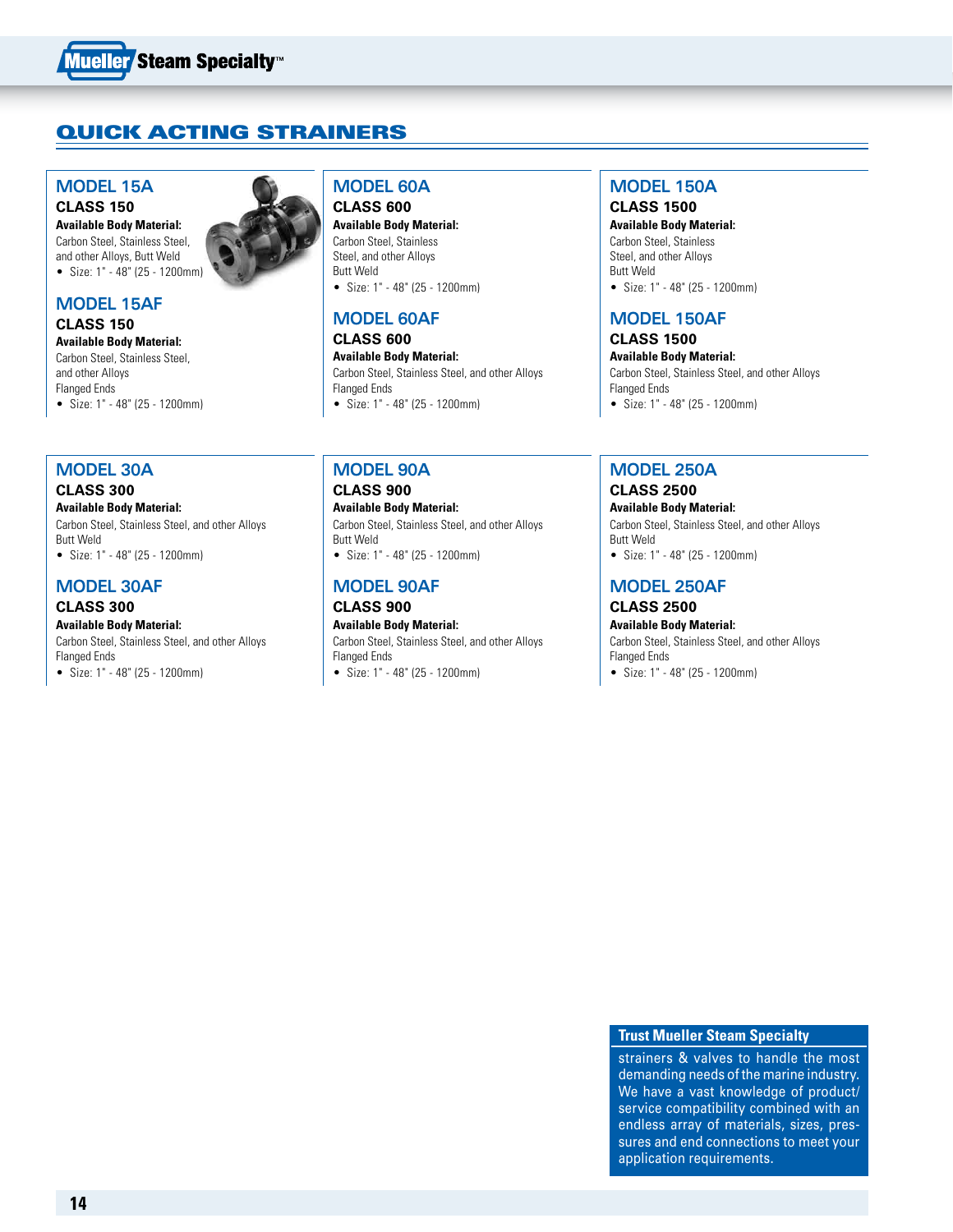# QUICK ACTING STRAINERS

## MODEL 15A

**CLASS 150**

**Available Body Material:**
Carbon Steel, Stainless Steel, and other Alloys, Butt Weld

- Size: 1" - 48" (25 - 1200mm)

## MODEL 15AF

**CLASS 150**

**Available Body Material:**
Carbon Steel, Stainless Steel, and other Alloys
Flanged Ends

- Size: 1" - 48" (25 - 1200mm)

## MODEL 60A

**CLASS 600**

**Available Body Material:**
Carbon Steel, Stainless Steel, and other Alloys
Butt Weld

- Size: 1" - 48" (25 - 1200mm)

## MODEL 60AF

**CLASS 600**

**Available Body Material:**
Carbon Steel, Stainless Steel, and other Alloys
Flanged Ends

- Size: 1" - 48" (25 - 1200mm)

## MODEL 150A

**CLASS 1500**

**Available Body Material:**
Carbon Steel, Stainless Steel, and other Alloys
Butt Weld

- Size: 1" - 48" (25 - 1200mm)

## MODEL 150AF

**CLASS 1500**

**Available Body Material:**
Carbon Steel, Stainless Steel, and other Alloys
Flanged Ends

- Size: 1" - 48" (25 - 1200mm)

## MODEL 30A

**CLASS 300**

**Available Body Material:**
Carbon Steel, Stainless Steel, and other Alloys
Butt Weld

- Size: 1" - 48" (25 - 1200mm)

## MODEL 30AF

**CLASS 300**

**Available Body Material:**
Carbon Steel, Stainless Steel, and other Alloys
Flanged Ends

- Size: 1" - 48" (25 - 1200mm)

## MODEL 90A

**CLASS 900**

**Available Body Material:**
Carbon Steel, Stainless Steel, and other Alloys
Butt Weld

- Size: 1" - 48" (25 - 1200mm)

## MODEL 90AF

**CLASS 900**

**Available Body Material:**
Carbon Steel, Stainless Steel, and other Alloys
Flanged Ends

- Size: 1" - 48" (25 - 1200mm)

## MODEL 250A

**CLASS 2500**

**Available Body Material:**
Carbon Steel, Stainless Steel, and other Alloys
Butt Weld

- Size: 1" - 48" (25 - 1200mm)

## MODEL 250AF

**CLASS 2500**

**Available Body Material:**
Carbon Steel, Stainless Steel, and other Alloys
Flanged Ends

- Size: 1" - 48" (25 - 1200mm)

**Trust Mueller Steam Specialty**

strainers & valves to handle the most demanding needs of the marine industry. We have a vast knowledge of product/service compatibility combined with an endless array of materials, sizes, pressures and end connections to meet your application requirements.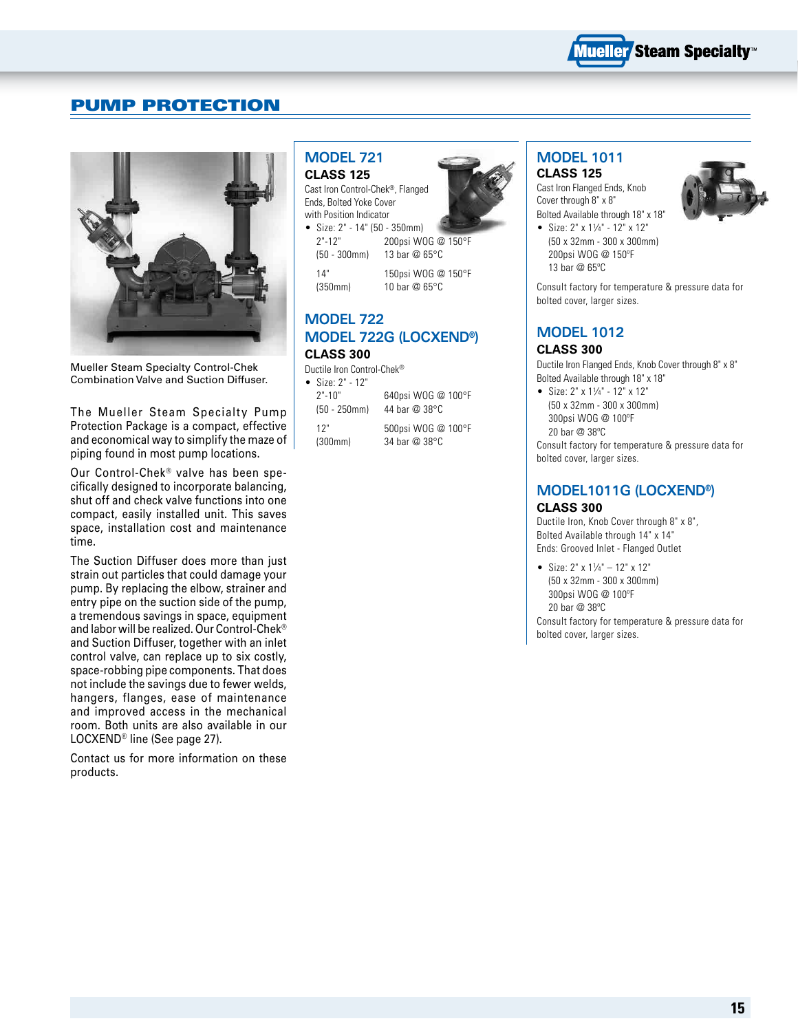## PUMP PROTECTION

Mueller Steam Specialty Control-Chek Combination Valve and Suction Diffuser.

The Mueller Steam Specialty Pump Protection Package is a compact, effective and economical way to simplify the maze of piping found in most pump locations.

Our Control-Chek® valve has been specifically designed to incorporate balancing, shut off and check valve functions into one compact, easily installed unit. This saves space, installation cost and maintenance time.

The Suction Diffuser does more than just strain out particles that could damage your pump. By replacing the elbow, strainer and entry pipe on the suction side of the pump, a tremendous savings in space, equipment and labor will be realized. Our Control-Chek® and Suction Diffuser, together with an inlet control valve, can replace up to six costly, space-robbing pipe components. That does not include the savings due to fewer welds, hangers, flanges, ease of maintenance and improved access in the mechanical room. Both units are also available in our LOCXEND® line (See page 27).

Contact us for more information on these products.

### MODEL 721

**CLASS 125**

Cast Iron Control-Chek®, Flanged Ends, Bolted Yoke Cover with Position Indicator

- Size: 2" - 14" (50 - 350mm)

| | |
|---|---|
| 2"-12" (50 - 300mm) | 200psi WOG @ 150°F 13 bar @ 65°C |
| 14" (350mm) | 150psi WOG @ 150°F 10 bar @ 65°C |

### MODEL 722
### MODEL 722G (LOCXEND®)

**CLASS 300**

Ductile Iron Control-Chek®

- Size: 2" - 12"

| | |
|---|---|
| 2"-10" (50 - 250mm) | 640psi WOG @ 100°F 44 bar @ 38°C |
| 12" (300mm) | 500psi WOG @ 100°F 34 bar @ 38°C |

### MODEL 1011

**CLASS 125**

Cast Iron Flanged Ends, Knob Cover through 8" x 8"
Bolted Available through 18" x 18"

- Size: 2" x 1¼" - 12" x 12"
  (50 x 32mm - 300 x 300mm)
  200psi WOG @ 150ºF
  13 bar @ 65ºC

Consult factory for temperature & pressure data for bolted cover, larger sizes.

### MODEL 1012

**CLASS 300**

Ductile Iron Flanged Ends, Knob Cover through 8" x 8"
Bolted Available through 18" x 18"

- Size: 2" x 1¼" - 12" x 12"
  (50 x 32mm - 300 x 300mm)
  300psi WOG @ 100ºF
  20 bar @ 38ºC

Consult factory for temperature & pressure data for bolted cover, larger sizes.

### MODEL1011G (LOCXEND®)

**CLASS 300**

Ductile Iron, Knob Cover through 8" x 8",
Bolted Available through 14" x 14"
Ends: Grooved Inlet - Flanged Outlet

- Size: 2" x 1¼" – 12" x 12"
  (50 x 32mm - 300 x 300mm)
  300psi WOG @ 100ºF
  20 bar @ 38ºC

Consult factory for temperature & pressure data for bolted cover, larger sizes.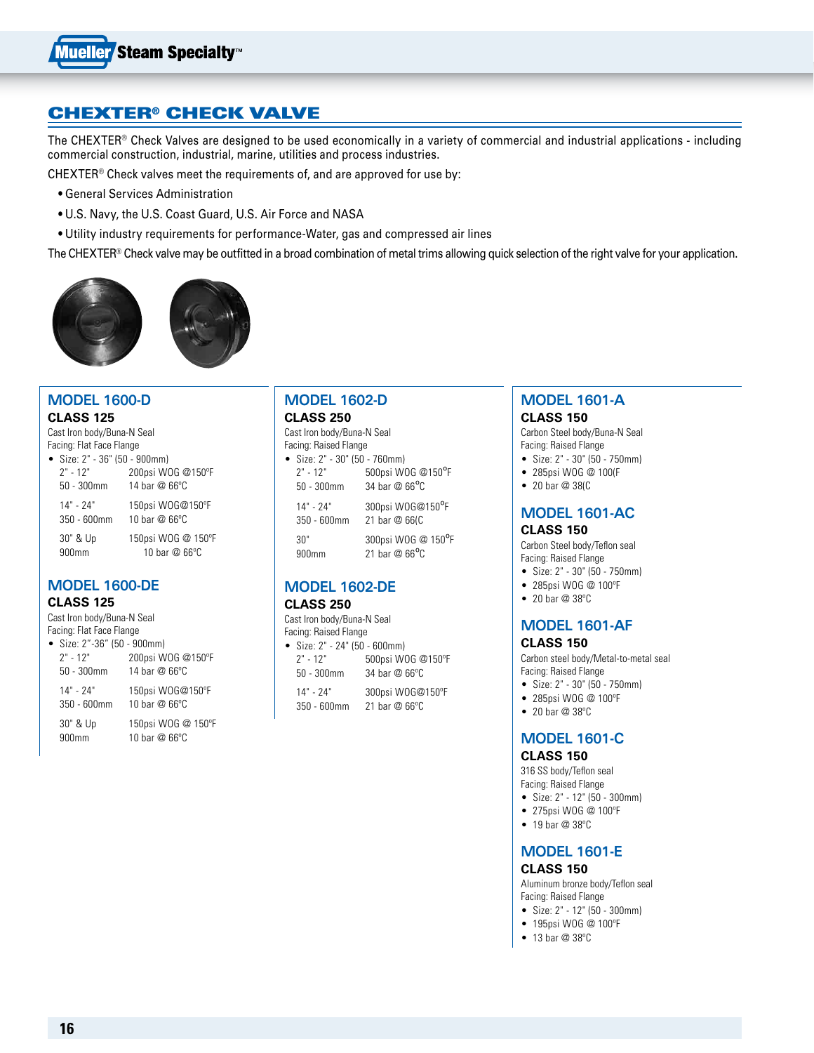# CHEXTER® CHECK VALVE

The CHEXTER® Check Valves are designed to be used economically in a variety of commercial and industrial applications - including commercial construction, industrial, marine, utilities and process industries.

CHEXTER® Check valves meet the requirements of, and are approved for use by:

- General Services Administration
- U.S. Navy, the U.S. Coast Guard, U.S. Air Force and NASA
- Utility industry requirements for performance-Water, gas and compressed air lines

The CHEXTER® Check valve may be outfitted in a broad combination of metal trims allowing quick selection of the right valve for your application.

## MODEL 1600-D

**CLASS 125**

Cast Iron body/Buna-N Seal
Facing: Flat Face Flange

- Size: 2" - 36" (50 - 900mm)

| Size | Rating |
|---|---|
| 2" - 12" 50 - 300mm | 200psi WOG @150°F 14 bar @ 66°C |
| 14" - 24" 350 - 600mm | 150psi WOG@150°F 10 bar @ 66°C |
| 30" & Up 900mm | 150psi WOG @ 150°F 10 bar @ 66°C |

## MODEL 1600-DE

**CLASS 125**

Cast Iron body/Buna-N Seal
Facing: Flat Face Flange

- Size: 2"-36" (50 - 900mm)

| Size | Rating |
|---|---|
| 2" - 12" 50 - 300mm | 200psi WOG @150°F 14 bar @ 66°C |
| 14" - 24" 350 - 600mm | 150psi WOG@150°F 10 bar @ 66°C |
| 30" & Up 900mm | 150psi WOG @ 150°F 10 bar @ 66°C |

## MODEL 1602-D

**CLASS 250**

Cast Iron body/Buna-N Seal
Facing: Raised Flange

- Size: 2" - 30" (50 - 760mm)

| Size | Rating |
|---|---|
| 2" - 12" 50 - 300mm | 500psi WOG @150°F 34 bar @ 66°C |
| 14" - 24" 350 - 600mm | 300psi WOG@150°F 21 bar @ 66(C |
| 30" 900mm | 300psi WOG @ 150°F 21 bar @ 66°C |

## MODEL 1602-DE

**CLASS 250**

Cast Iron body/Buna-N Seal
Facing: Raised Flange

- Size: 2" - 24" (50 - 600mm)

| Size | Rating |
|---|---|
| 2" - 12" 50 - 300mm | 500psi WOG @150°F 34 bar @ 66°C |
| 14" - 24" 350 - 600mm | 300psi WOG@150°F 21 bar @ 66°C |

## MODEL 1601-A

**CLASS 150**

Carbon Steel body/Buna-N Seal
Facing: Raised Flange

- Size: 2" - 30" (50 - 750mm)
- 285psi WOG @ 100(F
- 20 bar @ 38(C

## MODEL 1601-AC

**CLASS 150**

Carbon Steel body/Teflon seal
Facing: Raised Flange

- Size: 2" - 30" (50 - 750mm)
- 285psi WOG @ 100°F
- 20 bar @ 38°C

## MODEL 1601-AF

**CLASS 150**

Carbon steel body/Metal-to-metal seal
Facing: Raised Flange

- Size: 2" - 30" (50 - 750mm)
- 285psi WOG @ 100°F
- 20 bar @ 38°C

## MODEL 1601-C

**CLASS 150**

316 SS body/Teflon seal
Facing: Raised Flange

- Size: 2" - 12" (50 - 300mm)
- 275psi WOG @ 100°F
- 19 bar @ 38°C

## MODEL 1601-E

**CLASS 150**

Aluminum bronze body/Teflon seal
Facing: Raised Flange

- Size: 2" - 12" (50 - 300mm)
- 195psi WOG @ 100°F
- 13 bar @ 38°C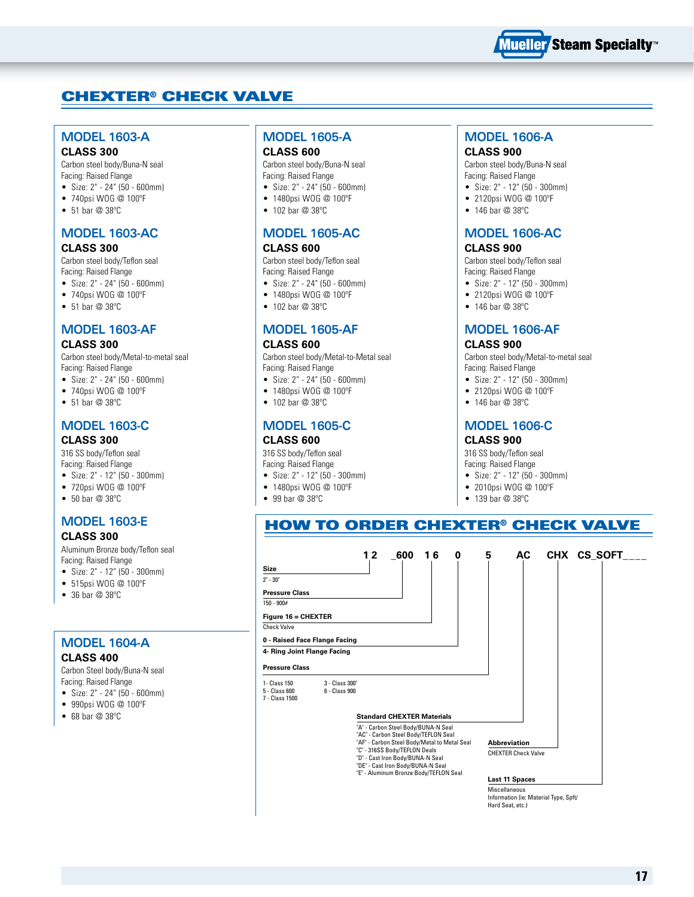## CHEXTER® CHECK VALVE

### MODEL 1603-A
**CLASS 300**

Carbon steel body/Buna-N seal
Facing: Raised Flange

- Size: 2" - 24" (50 - 600mm)
- 740psi WOG @ 100°F
- 51 bar @ 38°C

### MODEL 1603-AC
**CLASS 300**

Carbon steel body/Teflon seal
Facing: Raised Flange

- Size: 2" - 24" (50 - 600mm)
- 740psi WOG @ 100°F
- 51 bar @ 38°C

### MODEL 1603-AF
**CLASS 300**

Carbon steel body/Metal-to-metal seal
Facing: Raised Flange

- Size: 2" - 24" (50 - 600mm)
- 740psi WOG @ 100°F
- 51 bar @ 38°C

### MODEL 1603-C
**CLASS 300**

316 SS body/Teflon seal
Facing: Raised Flange

- Size: 2" - 12" (50 - 300mm)
- 720psi WOG @ 100°F
- 50 bar @ 38°C

### MODEL 1603-E
**CLASS 300**

Aluminum Bronze body/Teflon seal
Facing: Raised Flange

- Size: 2" - 12" (50 - 300mm)
- 515psi WOG @ 100°F
- 36 bar @ 38°C

### MODEL 1604-A
**CLASS 400**

Carbon Steel body/Buna-N seal
Facing: Raised Flange

- Size: 2" - 24" (50 - 600mm)
- 990psi WOG @ 100°F
- 68 bar @ 38°C

### MODEL 1605-A
**CLASS 600**

Carbon steel body/Buna-N seal
Facing: Raised Flange

- Size: 2" - 24" (50 - 600mm)
- 1480psi WOG @ 100°F
- 102 bar @ 38°C

### MODEL 1605-AC
**CLASS 600**

Carbon steel body/Teflon seal
Facing: Raised Flange

- Size: 2" - 24" (50 - 600mm)
- 1480psi WOG @ 100°F
- 102 bar @ 38°C

### MODEL 1605-AF
**CLASS 600**

Carbon steel body/Metal-to-Metal seal
Facing: Raised Flange

- Size: 2" - 24" (50 - 600mm)
- 1480psi WOG @ 100°F
- 102 bar @ 38°C

### MODEL 1605-C
**CLASS 600**

316 SS body/Teflon seal
Facing: Raised Flange

- Size: 2" - 12" (50 - 300mm)
- 1480psi WOG @ 100°F
- 99 bar @ 38°C

### MODEL 1606-A
**CLASS 900**

Carbon steel body/Buna-N seal
Facing: Raised Flange

- Size: 2" - 12" (50 - 300mm)
- 2120psi WOG @ 100°F
- 146 bar @ 38°C

### MODEL 1606-AC
**CLASS 900**

Carbon steel body/Teflon seal
Facing: Raised Flange

- Size: 2" - 12" (50 - 300mm)
- 2120psi WOG @ 100°F
- 146 bar @ 38°C

### MODEL 1606-AF
**CLASS 900**

Carbon steel body/Metal-to-metal seal
Facing: Raised Flange

- Size: 2" - 12" (50 - 300mm)
- 2120psi WOG @ 100°F
- 146 bar @ 38°C

### MODEL 1606-C
**CLASS 900**

316 SS body/Teflon seal
Facing: Raised Flange

- Size: 2" - 12" (50 - 300mm)
- 2010psi WOG @ 100°F
- 139 bar @ 38°C

## HOW TO ORDER CHEXTER® CHECK VALVE

Example: **12 _600 16 0 5 AC CHX CS_SOFT____**

**Size** (12)
2" - 30"

**Pressure Class** (_600)
150 - 900#

**Figure 16 = CHEXTER** (16)
Check Valve

**0 - Raised Face Flange Facing** (0)
**4- Ring Joint Flange Facing**

**Pressure Class** (5)

| | |
|---|---|
| 1- Class 150 | 3 - Class 300" |
| 5 - Class 600 | 6 - Class 900 |
| 7 - Class 1500 | |

**Standard CHEXTER Materials** (AC)

- "A" - Carbon Steel Body/BUNA-N Seal
- "AC" - Carbon Steel Body/TEFLON Seal
- "AF" - Carbon Steel Body/Metal to Metal Seal
- "C" - 316SS Body/TEFLON Deals
- "D" - Cast Iron Body/BUNA-N Seal
- "DE" - Cast Iron Body/BUNA-N Seal
- "E" - Aluminum Bronze Body/TEFLON Seal

**Abbreviation** (CHX)
CHEXTER Check Valve

**Last 11 Spaces** (CS_SOFT____)
Miscellaneous Information (ie: Material Type, Spft/Hard Seat, etc.)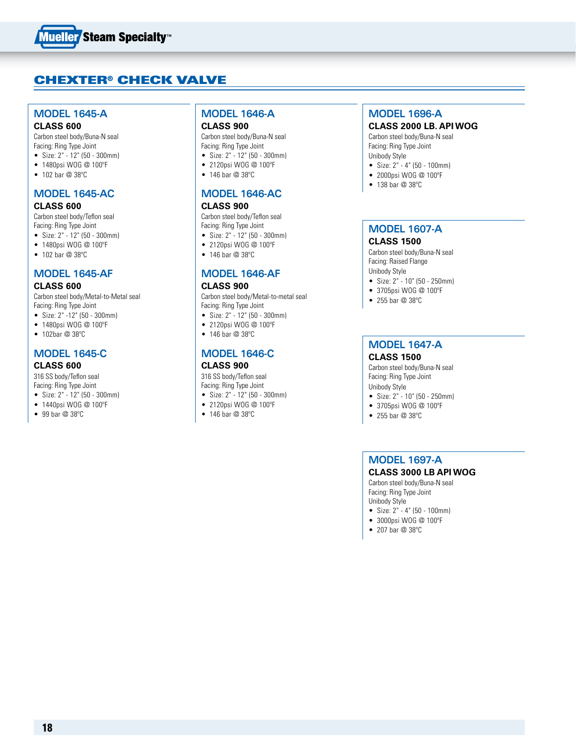# CHEXTER® CHECK VALVE

## MODEL 1645-A

### CLASS 600

Carbon steel body/Buna-N seal
Facing: Ring Type Joint

- Size: 2" - 12" (50 - 300mm)
- 1480psi WOG @ 100°F
- 102 bar @ 38°C

## MODEL 1645-AC

### CLASS 600

Carbon steel body/Teflon seal
Facing: Ring Type Joint

- Size: 2" - 12" (50 - 300mm)
- 1480psi WOG @ 100°F
- 102 bar @ 38°C

## MODEL 1645-AF

### CLASS 600

Carbon steel body/Metal-to-Metal seal
Facing: Ring Type Joint

- Size: 2" -12" (50 - 300mm)
- 1480psi WOG @ 100°F
- 102bar @ 38°C

## MODEL 1645-C

### CLASS 600

316 SS body/Teflon seal
Facing: Ring Type Joint

- Size: 2" - 12" (50 - 300mm)
- 1440psi WOG @ 100°F
- 99 bar @ 38°C

## MODEL 1646-A

### CLASS 900

Carbon steel body/Buna-N seal
Facing: Ring Type Joint

- Size: 2" - 12" (50 - 300mm)
- 2120psi WOG @ 100°F
- 146 bar @ 38°C

## MODEL 1646-AC

### CLASS 900

Carbon steel body/Teflon seal
Facing: Ring Type Joint

- Size: 2" - 12" (50 - 300mm)
- 2120psi WOG @ 100°F
- 146 bar @ 38°C

## MODEL 1646-AF

### CLASS 900

Carbon steel body/Metal-to-metal seal
Facing: Ring Type Joint

- Size: 2" - 12" (50 - 300mm)
- 2120psi WOG @ 100°F
- 146 bar @ 38°C

## MODEL 1646-C

### CLASS 900

316 SS body/Teflon seal
Facing: Ring Type Joint

- Size: 2" - 12" (50 - 300mm)
- 2120psi WOG @ 100°F
- 146 bar @ 38°C

## MODEL 1696-A

### CLASS 2000 LB. API WOG

Carbon steel body/Buna-N seal
Facing: Ring Type Joint
Unibody Style

- Size: 2" - 4" (50 - 100mm)
- 2000psi WOG @ 100°F
- 138 bar @ 38°C

## MODEL 1607-A

### CLASS 1500

Carbon steel body/Buna-N seal
Facing: Raised Flange
Unibody Style

- Size: 2" - 10" (50 - 250mm)
- 3705psi WOG @ 100°F
- 255 bar @ 38°C

## MODEL 1647-A

### CLASS 1500

Carbon steel body/Buna-N seal
Facing: Ring Type Joint
Unibody Style

- Size: 2" - 10" (50 - 250mm)
- 3705psi WOG @ 100°F
- 255 bar @ 38°C

## MODEL 1697-A

### CLASS 3000 LB API WOG

Carbon steel body/Buna-N seal
Facing: Ring Type Joint
Unibody Style

- Size: 2" - 4" (50 - 100mm)
- 3000psi WOG @ 100°F
- 207 bar @ 38°C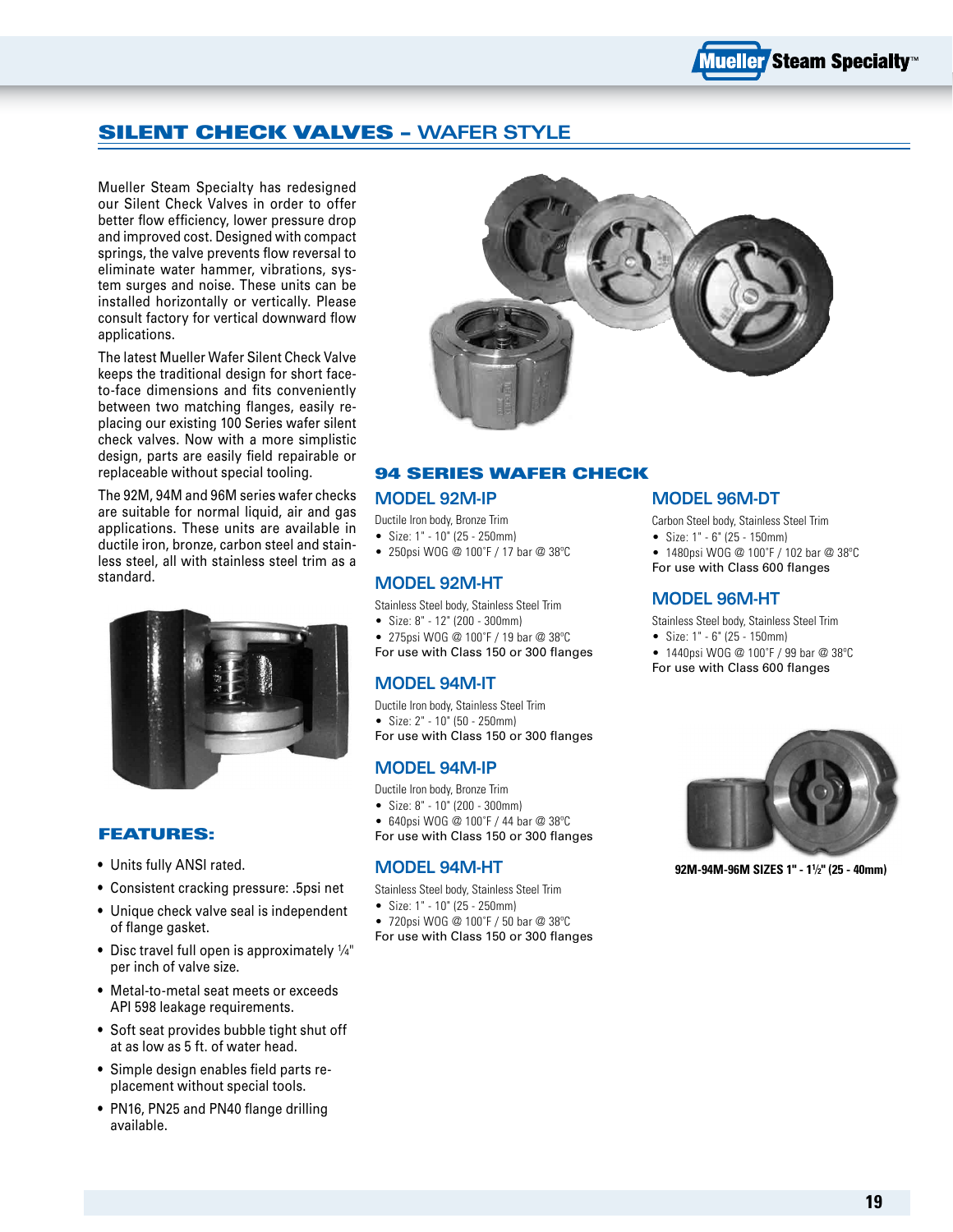# SILENT CHECK VALVES – WAFER STYLE

Mueller Steam Specialty has redesigned our Silent Check Valves in order to offer better flow efficiency, lower pressure drop and improved cost. Designed with compact springs, the valve prevents flow reversal to eliminate water hammer, vibrations, system surges and noise. These units can be installed horizontally or vertically. Please consult factory for vertical downward flow applications.

The latest Mueller Wafer Silent Check Valve keeps the traditional design for short face-to-face dimensions and fits conveniently between two matching flanges, easily replacing our existing 100 Series wafer silent check valves. Now with a more simplistic design, parts are easily field repairable or replaceable without special tooling.

The 92M, 94M and 96M series wafer checks are suitable for normal liquid, air and gas applications. These units are available in ductile iron, bronze, carbon steel and stainless steel, all with stainless steel trim as a standard.

## FEATURES:

- Units fully ANSI rated.
- Consistent cracking pressure: .5psi net
- Unique check valve seal is independent of flange gasket.
- Disc travel full open is approximately ¼" per inch of valve size.
- Metal-to-metal seat meets or exceeds API 598 leakage requirements.
- Soft seat provides bubble tight shut off at as low as 5 ft. of water head.
- Simple design enables field parts replacement without special tools.
- PN16, PN25 and PN40 flange drilling available.

## 94 SERIES WAFER CHECK

### MODEL 92M-IP

Ductile Iron body, Bronze Trim

- Size: 1" - 10" (25 - 250mm)
- 250psi WOG @ 100˚F / 17 bar @ 38ºC

### MODEL 92M-HT

Stainless Steel body, Stainless Steel Trim

- Size: 8" - 12" (200 - 300mm)
- 275psi WOG @ 100˚F / 19 bar @ 38ºC

For use with Class 150 or 300 flanges

### MODEL 94M-IT

Ductile Iron body, Stainless Steel Trim

- Size: 2" - 10" (50 - 250mm)

For use with Class 150 or 300 flanges

### MODEL 94M-IP

Ductile Iron body, Bronze Trim

- Size: 8" - 10" (200 - 300mm)
- 640psi WOG @ 100˚F / 44 bar @ 38ºC

For use with Class 150 or 300 flanges

### MODEL 94M-HT

Stainless Steel body, Stainless Steel Trim

- Size: 1" - 10" (25 - 250mm)
- 720psi WOG @ 100˚F / 50 bar @ 38ºC

For use with Class 150 or 300 flanges

### MODEL 96M-DT

Carbon Steel body, Stainless Steel Trim

- Size: 1" - 6" (25 - 150mm)
- 1480psi WOG @ 100˚F / 102 bar @ 38ºC

For use with Class 600 flanges

### MODEL 96M-HT

Stainless Steel body, Stainless Steel Trim

- Size: 1" - 6" (25 - 150mm)
- 1440psi WOG @ 100˚F / 99 bar @ 38ºC

For use with Class 600 flanges

92M-94M-96M SIZES 1" - 1½" (25 - 40mm)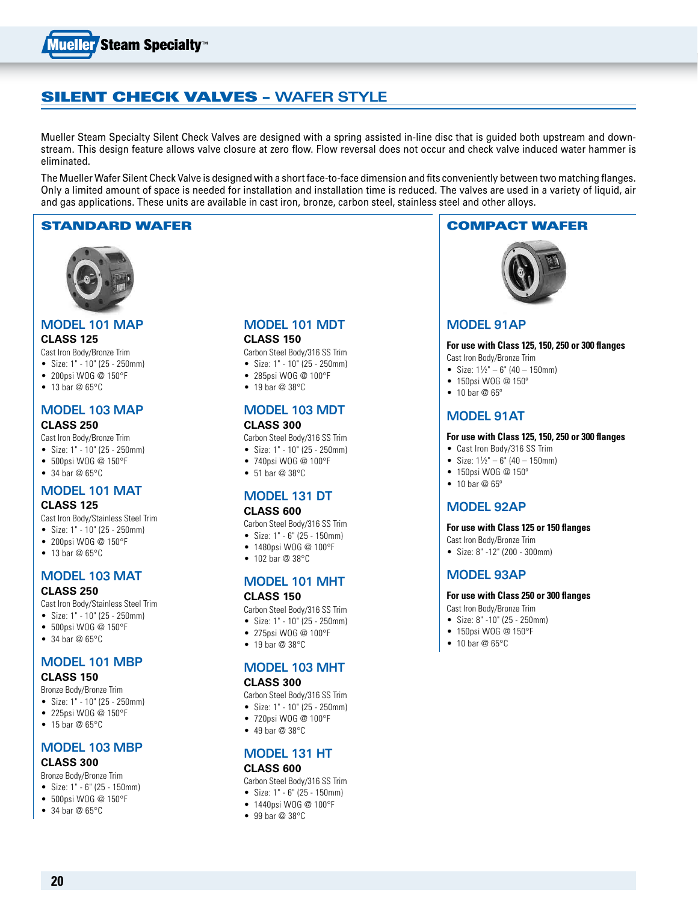# SILENT CHECK VALVES – WAFER STYLE

Mueller Steam Specialty Silent Check Valves are designed with a spring assisted in-line disc that is guided both upstream and downstream. This design feature allows valve closure at zero flow. Flow reversal does not occur and check valve induced water hammer is eliminated.

The Mueller Wafer Silent Check Valve is designed with a short face-to-face dimension and fits conveniently between two matching flanges. Only a limited amount of space is needed for installation and installation time is reduced. The valves are used in a variety of liquid, air and gas applications. These units are available in cast iron, bronze, carbon steel, stainless steel and other alloys.

## STANDARD WAFER

### MODEL 101 MAP

**CLASS 125**

Cast Iron Body/Bronze Trim

- Size: 1" - 10" (25 - 250mm)
- 200psi WOG @ 150°F
- 13 bar @ 65°C

### MODEL 103 MAP

**CLASS 250**

Cast Iron Body/Bronze Trim

- Size: 1" - 10" (25 - 250mm)
- 500psi WOG @ 150°F
- 34 bar @ 65°C

### MODEL 101 MAT

**CLASS 125**

Cast Iron Body/Stainless Steel Trim

- Size: 1" - 10" (25 - 250mm)
- 200psi WOG @ 150°F
- 13 bar @ 65°C

### MODEL 103 MAT

**CLASS 250**

Cast Iron Body/Stainless Steel Trim

- Size: 1" - 10" (25 - 250mm)
- 500psi WOG @ 150°F
- 34 bar @ 65°C

### MODEL 101 MBP

**CLASS 150**

Bronze Body/Bronze Trim

- Size: 1" - 10" (25 - 250mm)
- 225psi WOG @ 150°F
- 15 bar @ 65°C

### MODEL 103 MBP

**CLASS 300**

Bronze Body/Bronze Trim

- Size: 1" - 6" (25 - 150mm)
- 500psi WOG @ 150°F
- 34 bar @ 65°C

### MODEL 101 MDT

**CLASS 150**

Carbon Steel Body/316 SS Trim

- Size: 1" - 10" (25 - 250mm)
- 285psi WOG @ 100°F
- 19 bar @ 38°C

### MODEL 103 MDT

**CLASS 300**

Carbon Steel Body/316 SS Trim

- Size: 1" - 10" (25 - 250mm)
- 740psi WOG @ 100°F
- 51 bar @ 38°C

### MODEL 131 DT

**CLASS 600**

Carbon Steel Body/316 SS Trim

- Size: 1" - 6" (25 - 150mm)
- 1480psi WOG @ 100°F
- 102 bar @ 38°C

### MODEL 101 MHT

**CLASS 150**

Carbon Steel Body/316 SS Trim

- Size: 1" - 10" (25 - 250mm)
- 275psi WOG @ 100°F
- 19 bar @ 38°C

### MODEL 103 MHT

**CLASS 300**

Carbon Steel Body/316 SS Trim

- Size: 1" - 10" (25 - 250mm)
- 720psi WOG @ 100°F
- 49 bar @ 38°C

### MODEL 131 HT

**CLASS 600**

Carbon Steel Body/316 SS Trim

- Size: 1" - 6" (25 - 150mm)
- 1440psi WOG @ 100°F
- 99 bar @ 38°C

## COMPACT WAFER

### MODEL 91AP

**For use with Class 125, 150, 250 or 300 flanges**

Cast Iron Body/Bronze Trim

- Size: 1½" – 6" (40 – 150mm)
- 150psi WOG @ 150°
- 10 bar @ 65°

### MODEL 91AT

**For use with Class 125, 150, 250 or 300 flanges**

- Cast Iron Body/316 SS Trim
- Size: 1½" – 6" (40 – 150mm)
- 150psi WOG @ 150°
- 10 bar @ 65°

### MODEL 92AP

**For use with Class 125 or 150 flanges**

Cast Iron Body/Bronze Trim

- Size: 8" -12" (200 - 300mm)

### MODEL 93AP

**For use with Class 250 or 300 flanges**

Cast Iron Body/Bronze Trim

- Size: 8" -10" (25 - 250mm)
- 150psi WOG @ 150°F
- 10 bar @ 65°C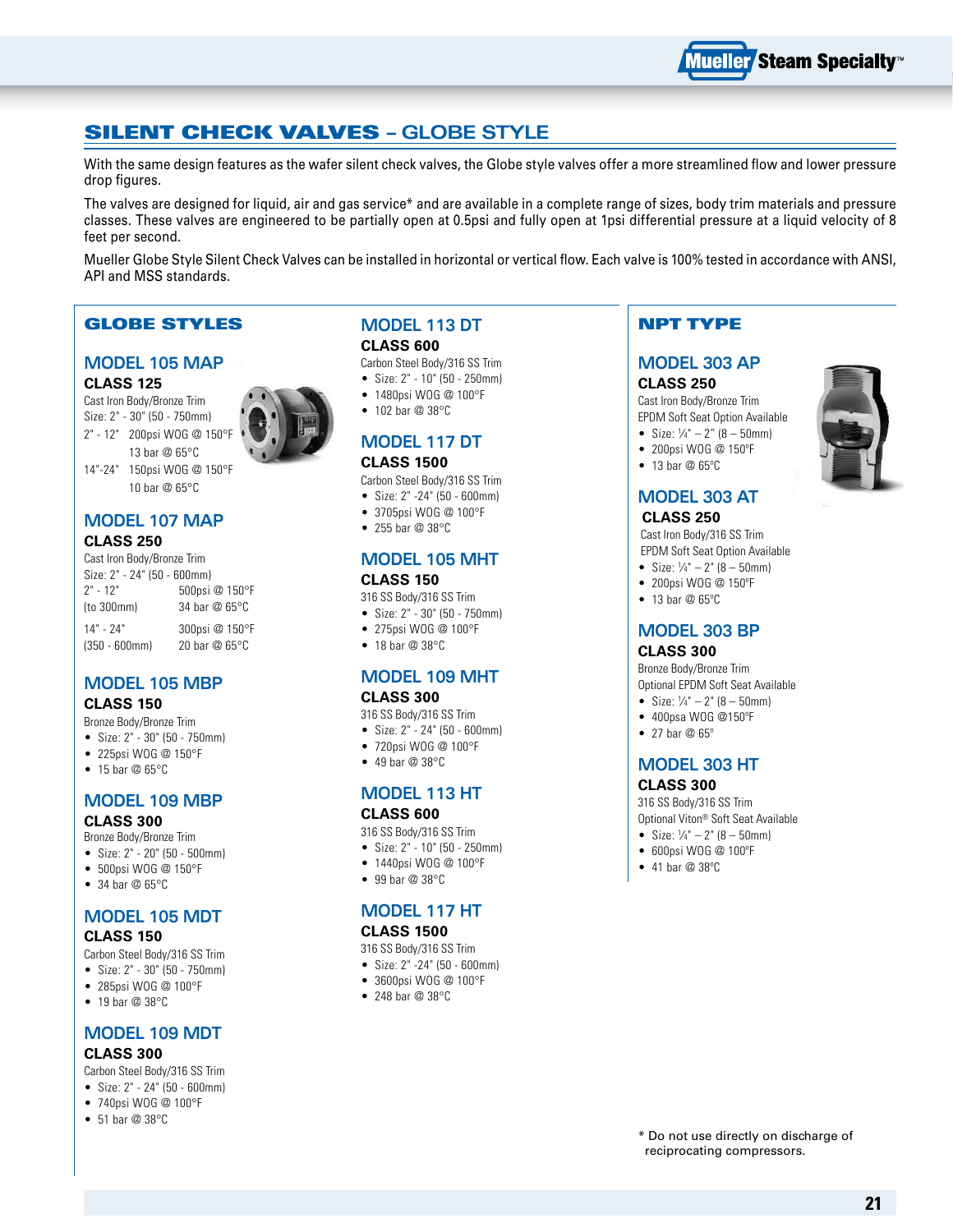## SILENT CHECK VALVES – GLOBE STYLE

With the same design features as the wafer silent check valves, the Globe style valves offer a more streamlined flow and lower pressure drop figures.

The valves are designed for liquid, air and gas service* and are available in a complete range of sizes, body trim materials and pressure classes. These valves are engineered to be partially open at 0.5psi and fully open at 1psi differential pressure at a liquid velocity of 8 feet per second.

Mueller Globe Style Silent Check Valves can be installed in horizontal or vertical flow. Each valve is 100% tested in accordance with ANSI, API and MSS standards.

### GLOBE STYLES

#### MODEL 105 MAP
**CLASS 125**

Cast Iron Body/Bronze Trim
Size: 2" - 30" (50 - 750mm)
2" - 12" 200psi WOG @ 150°F
13 bar @ 65°C
14"-24" 150psi WOG @ 150°F
10 bar @ 65°C

#### MODEL 107 MAP
**CLASS 250**

Cast Iron Body/Bronze Trim
Size: 2" - 24" (50 - 600mm)

| | |
|---|---|
| 2" - 12" (to 300mm) | 500psi @ 150°F<br>34 bar @ 65°C |
| 14" - 24" (350 - 600mm) | 300psi @ 150°F<br>20 bar @ 65°C |

#### MODEL 105 MBP
**CLASS 150**

Bronze Body/Bronze Trim
- Size: 2" - 30" (50 - 750mm)
- 225psi WOG @ 150°F
- 15 bar @ 65°C

#### MODEL 109 MBP
**CLASS 300**

Bronze Body/Bronze Trim
- Size: 2" - 20" (50 - 500mm)
- 500psi WOG @ 150°F
- 34 bar @ 65°C

#### MODEL 105 MDT
**CLASS 150**

Carbon Steel Body/316 SS Trim
- Size: 2" - 30" (50 - 750mm)
- 285psi WOG @ 100°F
- 19 bar @ 38°C

#### MODEL 109 MDT
**CLASS 300**

Carbon Steel Body/316 SS Trim
- Size: 2" - 24" (50 - 600mm)
- 740psi WOG @ 100°F
- 51 bar @ 38°C

#### MODEL 113 DT
**CLASS 600**

Carbon Steel Body/316 SS Trim
- Size: 2" - 10" (50 - 250mm)
- 1480psi WOG @ 100°F
- 102 bar @ 38°C

#### MODEL 117 DT
**CLASS 1500**

Carbon Steel Body/316 SS Trim
- Size: 2" -24" (50 - 600mm)
- 3705psi WOG @ 100°F
- 255 bar @ 38°C

#### MODEL 105 MHT
**CLASS 150**

316 SS Body/316 SS Trim
- Size: 2" - 30" (50 - 750mm)
- 275psi WOG @ 100°F
- 18 bar @ 38°C

#### MODEL 109 MHT
**CLASS 300**

316 SS Body/316 SS Trim
- Size: 2" - 24" (50 - 600mm)
- 720psi WOG @ 100°F
- 49 bar @ 38°C

#### MODEL 113 HT
**CLASS 600**

316 SS Body/316 SS Trim
- Size: 2" - 10" (50 - 250mm)
- 1440psi WOG @ 100°F
- 99 bar @ 38°C

#### MODEL 117 HT
**CLASS 1500**

316 SS Body/316 SS Trim
- Size: 2" -24" (50 - 600mm)
- 3600psi WOG @ 100°F
- 248 bar @ 38°C

### NPT TYPE

#### MODEL 303 AP
**CLASS 250**

Cast Iron Body/Bronze Trim
EPDM Soft Seat Option Available
- Size: ¼" – 2" (8 – 50mm)
- 200psi WOG @ 150°F
- 13 bar @ 65°C

#### MODEL 303 AT
**CLASS 250**

Cast Iron Body/316 SS Trim
EPDM Soft Seat Option Available
- Size: ¼" – 2" (8 – 50mm)
- 200psi WOG @ 150°F
- 13 bar @ 65°C

#### MODEL 303 BP
**CLASS 300**

Bronze Body/Bronze Trim
Optional EPDM Soft Seat Available
- Size: ¼" – 2" (8 – 50mm)
- 400psa WOG @150°F
- 27 bar @ 65°

#### MODEL 303 HT
**CLASS 300**

316 SS Body/316 SS Trim
Optional Viton® Soft Seat Available
- Size: ¼" – 2" (8 – 50mm)
- 600psi WOG @ 100°F
- 41 bar @ 38°C

* Do not use directly on discharge of reciprocating compressors.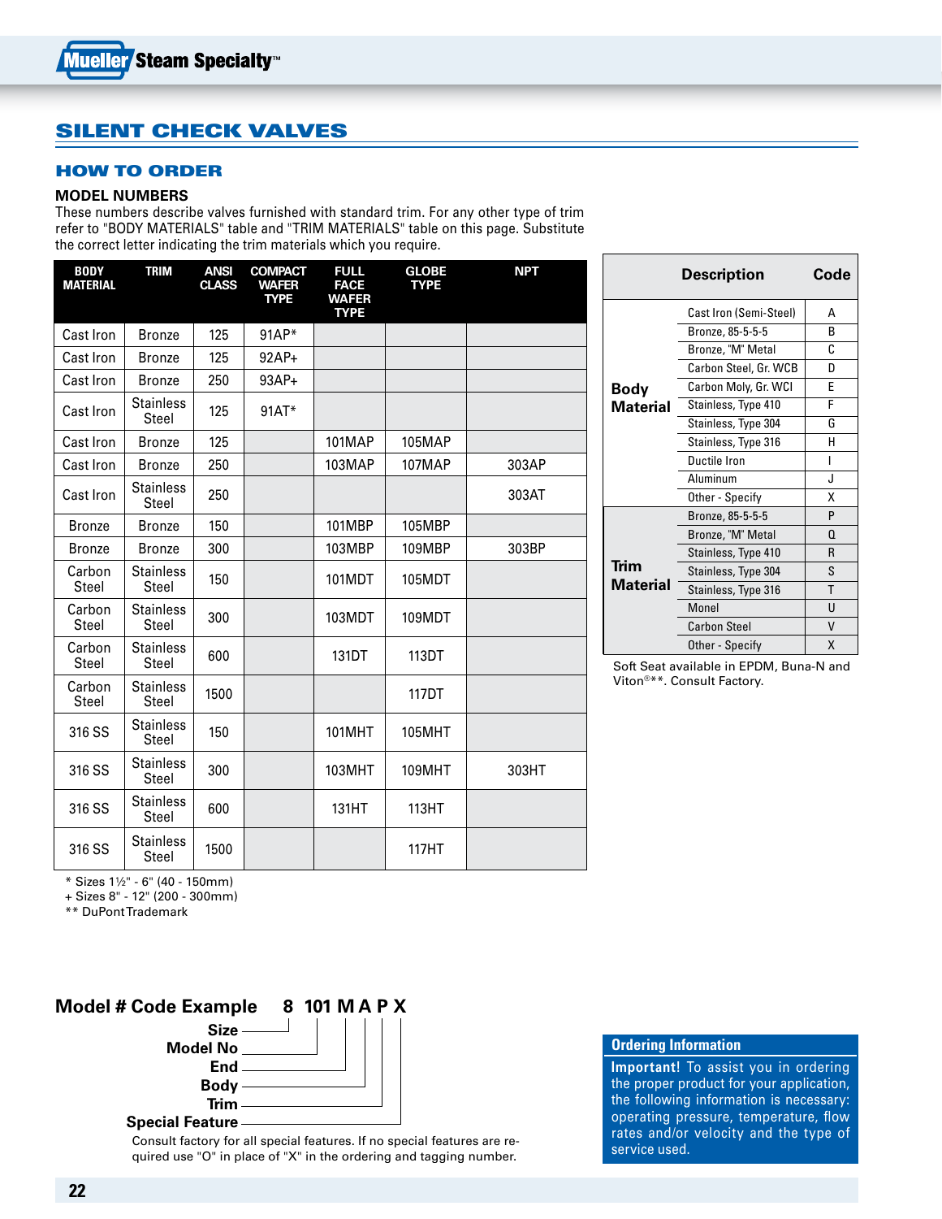# SILENT CHECK VALVES

## HOW TO ORDER

### MODEL NUMBERS

These numbers describe valves furnished with standard trim. For any other type of trim refer to "BODY MATERIALS" table and "TRIM MATERIALS" table on this page. Substitute the correct letter indicating the trim materials which you require.

| BODY MATERIAL | TRIM | ANSI CLASS | COMPACT WAFER TYPE | FULL FACE WAFER TYPE | GLOBE TYPE | NPT |
|---|---|---|---|---|---|---|
| Cast Iron | Bronze | 125 | 91AP* | | | |
| Cast Iron | Bronze | 125 | 92AP+ | | | |
| Cast Iron | Bronze | 250 | 93AP+ | | | |
| Cast Iron | Stainless Steel | 125 | 91AT* | | | |
| Cast Iron | Bronze | 125 | | 101MAP | 105MAP | |
| Cast Iron | Bronze | 250 | | 103MAP | 107MAP | 303AP |
| Cast Iron | Stainless Steel | 250 | | | | 303AT |
| Bronze | Bronze | 150 | | 101MBP | 105MBP | |
| Bronze | Bronze | 300 | | 103MBP | 109MBP | 303BP |
| Carbon Steel | Stainless Steel | 150 | | 101MDT | 105MDT | |
| Carbon Steel | Stainless Steel | 300 | | 103MDT | 109MDT | |
| Carbon Steel | Stainless Steel | 600 | | 131DT | 113DT | |
| Carbon Steel | Stainless Steel | 1500 | | | 117DT | |
| 316 SS | Stainless Steel | 150 | | 101MHT | 105MHT | |
| 316 SS | Stainless Steel | 300 | | 103MHT | 109MHT | 303HT |
| 316 SS | Stainless Steel | 600 | | 131HT | 113HT | |
| 316 SS | Stainless Steel | 1500 | | | 117HT | |

\* Sizes 1½" - 6" (40 - 150mm)
\+ Sizes 8" - 12" (200 - 300mm)
\** DuPont Trademark

| | Description | Code |
|---|---|---|
| **Body Material** | Cast Iron (Semi-Steel) | A |
| | Bronze, 85-5-5-5 | B |
| | Bronze, "M" Metal | C |
| | Carbon Steel, Gr. WCB | D |
| | Carbon Moly, Gr. WCI | E |
| | Stainless, Type 410 | F |
| | Stainless, Type 304 | G |
| | Stainless, Type 316 | H |
| | Ductile Iron | I |
| | Aluminum | J |
| | Other - Specify | X |
| **Trim Material** | Bronze, 85-5-5-5 | P |
| | Bronze, "M" Metal | Q |
| | Stainless, Type 410 | R |
| | Stainless, Type 304 | S |
| | Stainless, Type 316 | T |
| | Monel | U |
| | Carbon Steel | V |
| | Other - Specify | X |

Soft Seat available in EPDM, Buna-N and Viton®**. Consult Factory.

### Model # Code Example 8 101 M A P X

- **Size** — 8
- **Model No** — 101
- **End** — M
- **Body** — A
- **Trim** — P
- **Special Feature** — X

Consult factory for all special features. If no special features are required use "O" in place of "X" in the ordering and tagging number.

### Ordering Information

**Important!** To assist you in ordering the proper product for your application, the following information is necessary: operating pressure, temperature, flow rates and/or velocity and the type of service used.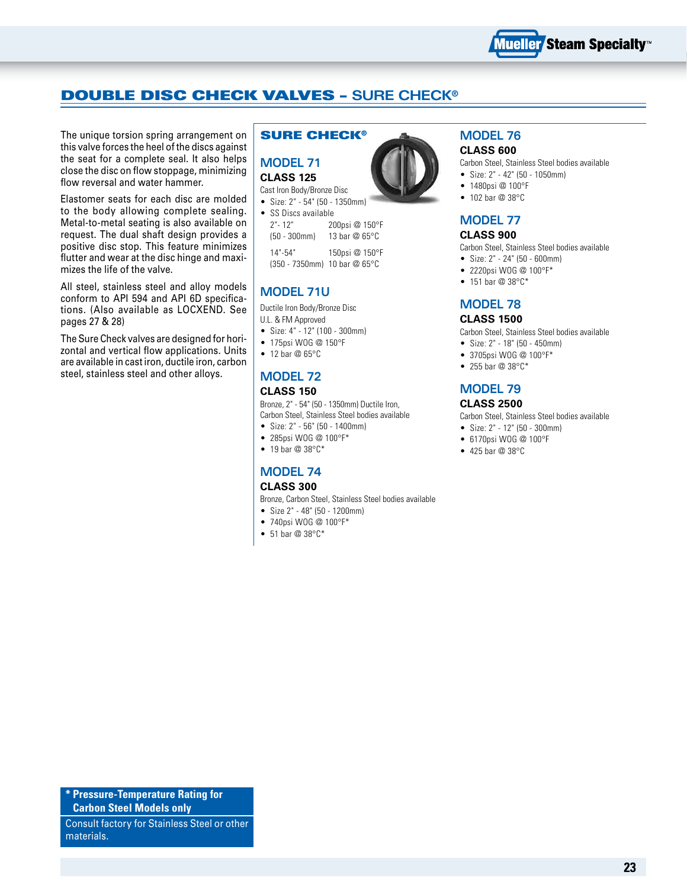# DOUBLE DISC CHECK VALVES – SURE CHECK®

The unique torsion spring arrangement on this valve forces the heel of the discs against the seat for a complete seal. It also helps close the disc on flow stoppage, minimizing flow reversal and water hammer.

Elastomer seats for each disc are molded to the body allowing complete sealing. Metal-to-metal seating is also available on request. The dual shaft design provides a positive disc stop. This feature minimizes flutter and wear at the disc hinge and maximizes the life of the valve.

All steel, stainless steel and alloy models conform to API 594 and API 6D specifications. (Also available as LOCXEND. See pages 27 & 28)

The Sure Check valves are designed for horizontal and vertical flow applications. Units are available in cast iron, ductile iron, carbon steel, stainless steel and other alloys.

## SURE CHECK®

### MODEL 71

**CLASS 125**

Cast Iron Body/Bronze Disc

- Size: 2" - 54" (50 - 1350mm)
- SS Discs available

| | |
|---|---|
| 2"- 12" (50 - 300mm) | 200psi @ 150°F 13 bar @ 65°C |
| 14"-54" (350 - 7350mm) | 150psi @ 150°F 10 bar @ 65°C |

### MODEL 71U

Ductile Iron Body/Bronze Disc

U.L. & FM Approved

- Size: 4" - 12" (100 - 300mm)
- 175psi WOG @ 150°F
- 12 bar @ 65°C

### MODEL 72

**CLASS 150**

Bronze, 2" - 54" (50 - 1350mm) Ductile Iron, Carbon Steel, Stainless Steel bodies available

- Size: 2" - 56" (50 - 1400mm)
- 285psi WOG @ 100°F*
- 19 bar @ 38°C*

### MODEL 74

**CLASS 300**

Bronze, Carbon Steel, Stainless Steel bodies available

- Size 2" - 48" (50 - 1200mm)
- 740psi WOG @ 100°F*
- 51 bar @ 38°C*

### MODEL 76

**CLASS 600**

Carbon Steel, Stainless Steel bodies available

- Size: 2" - 42" (50 - 1050mm)
- 1480psi @ 100°F
- 102 bar @ 38°C

### MODEL 77

**CLASS 900**

Carbon Steel, Stainless Steel bodies available

- Size: 2" - 24" (50 - 600mm)
- 2220psi WOG @ 100°F*
- 151 bar @ 38°C*

### MODEL 78

**CLASS 1500**

Carbon Steel, Stainless Steel bodies available

- Size: 2" - 18" (50 - 450mm)
- 3705psi WOG @ 100°F*
- 255 bar @ 38°C*

### MODEL 79

**CLASS 2500**

Carbon Steel, Stainless Steel bodies available

- Size: 2" - 12" (50 - 300mm)
- 6170psi WOG @ 100°F
- 425 bar @ 38°C

**\* Pressure-Temperature Rating for Carbon Steel Models only**

Consult factory for Stainless Steel or other materials.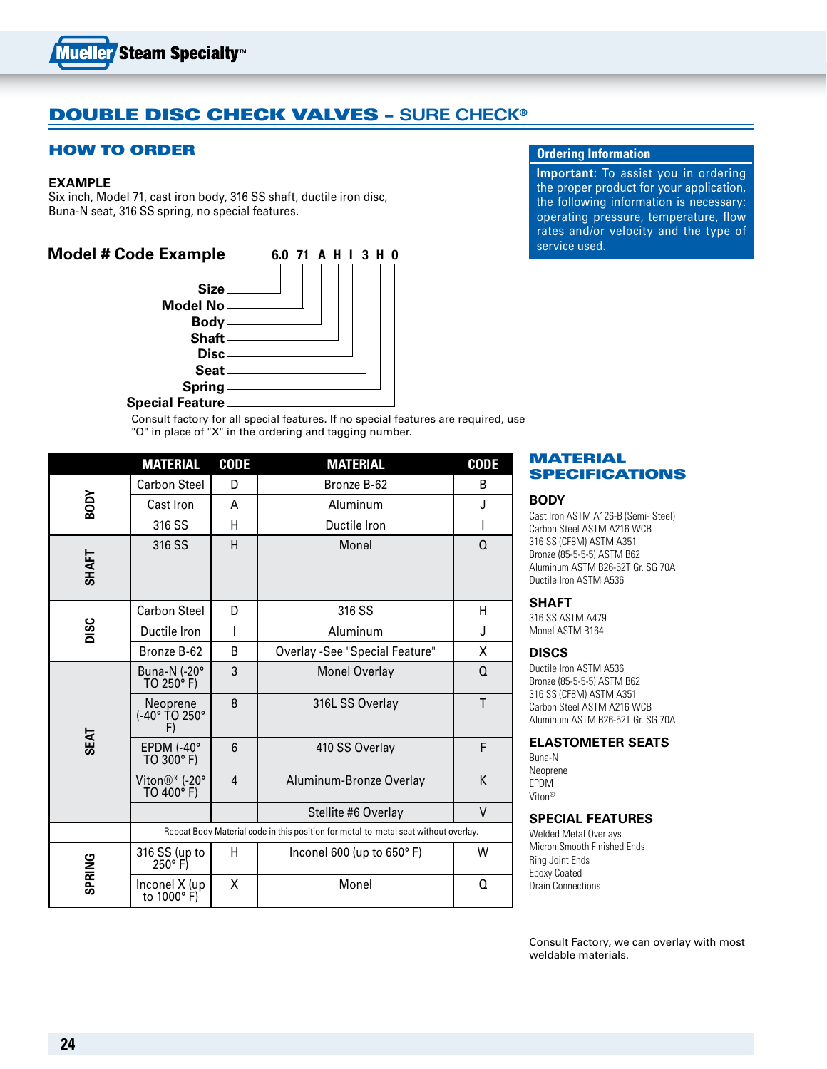# DOUBLE DISC CHECK VALVES – SURE CHECK®

## HOW TO ORDER

**EXAMPLE**
Six inch, Model 71, cast iron body, 316 SS shaft, ductile iron disc, Buna-N seat, 316 SS spring, no special features.

### Model # Code Example

**6.0 71 A H I 3 H 0**

- Size
- Model No
- Body
- Shaft
- Disc
- Seat
- Spring
- Special Feature

Consult factory for all special features. If no special features are required, use "O" in place of "X" in the ordering and tagging number.

**Ordering Information**

**Important:** To assist you in ordering the proper product for your application, the following information is necessary: operating pressure, temperature, flow rates and/or velocity and the type of service used.

| | MATERIAL | CODE | MATERIAL | CODE |
|---|---|---|---|---|
| BODY | Carbon Steel | D | Bronze B-62 | B |
| | Cast Iron | A | Aluminum | J |
| | 316 SS | H | Ductile Iron | I |
| SHAFT | 316 SS | H | Monel | Q |
| DISC | Carbon Steel | D | 316 SS | H |
| | Ductile Iron | I | Aluminum | J |
| | Bronze B-62 | B | Overlay -See "Special Feature" | X |
| SEAT | Buna-N (-20° TO 250° F) | 3 | Monel Overlay | Q |
| | Neoprene (-40° TO 250° F) | 8 | 316L SS Overlay | T |
| | EPDM (-40° TO 300° F) | 6 | 410 SS Overlay | F |
| | Viton®* (-20° TO 400° F) | 4 | Aluminum-Bronze Overlay | K |
| | | | Stellite #6 Overlay | V |
| | Repeat Body Material code in this position for metal-to-metal seat without overlay. | | | |
| SPRING | 316 SS (up to 250° F) | H | Inconel 600 (up to 650° F) | W |
| | Inconel X (up to 1000° F) | X | Monel | Q |

## MATERIAL SPECIFICATIONS

### BODY
Cast Iron ASTM A126-B (Semi- Steel)
Carbon Steel ASTM A216 WCB
316 SS (CF8M) ASTM A351
Bronze (85-5-5-5) ASTM B62
Aluminum ASTM B26-52T Gr. SG 70A
Ductile Iron ASTM A536

### SHAFT
316 SS ASTM A479
Monel ASTM B164

### DISCS
Ductile Iron ASTM A536
Bronze (85-5-5-5) ASTM B62
316 SS (CF8M) ASTM A351
Carbon Steel ASTM A216 WCB
Aluminum ASTM B26-52T Gr. SG 70A

### ELASTOMETER SEATS
Buna-N
Neoprene
EPDM
Viton®

### SPECIAL FEATURES
Welded Metal Overlays
Micron Smooth Finished Ends
Ring Joint Ends
Epoxy Coated
Drain Connections

Consult Factory, we can overlay with most weldable materials.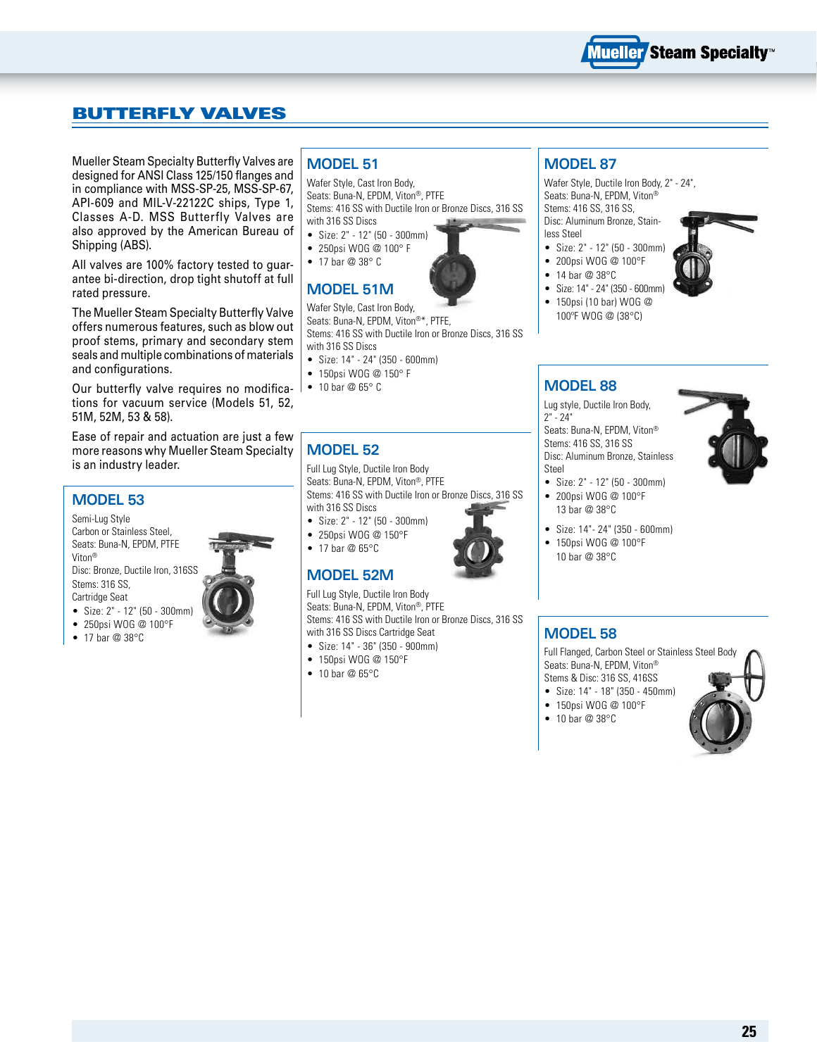# BUTTERFLY VALVES

Mueller Steam Specialty Butterfly Valves are designed for ANSI Class 125/150 flanges and in compliance with MSS-SP-25, MSS-SP-67, API-609 and MIL-V-22122C ships, Type 1, Classes A-D. MSS Butterfly Valves are also approved by the American Bureau of Shipping (ABS).

All valves are 100% factory tested to guarantee bi-direction, drop tight shutoff at full rated pressure.

The Mueller Steam Specialty Butterfly Valve offers numerous features, such as blow out proof stems, primary and secondary stem seals and multiple combinations of materials and configurations.

Our butterfly valve requires no modifications for vacuum service (Models 51, 52, 51M, 52M, 53 & 58).

Ease of repair and actuation are just a few more reasons why Mueller Steam Specialty is an industry leader.

## MODEL 53

Semi-Lug Style
Carbon or Stainless Steel,
Seats: Buna-N, EPDM, PTFE
Viton®
Disc: Bronze, Ductile Iron, 316SS
Stems: 316 SS,
Cartridge Seat

- Size: 2" - 12" (50 - 300mm)
- 250psi WOG @ 100°F
- 17 bar @ 38°C

## MODEL 51

Wafer Style, Cast Iron Body,
Seats: Buna-N, EPDM, Viton®, PTFE
Stems: 416 SS with Ductile Iron or Bronze Discs, 316 SS with 316 SS Discs

- Size: 2" - 12" (50 - 300mm)
- 250psi WOG @ 100° F
- 17 bar @ 38° C

## MODEL 51M

Wafer Style, Cast Iron Body,
Seats: Buna-N, EPDM, Viton®*, PTFE,
Stems: 416 SS with Ductile Iron or Bronze Discs, 316 SS with 316 SS Discs

- Size: 14" - 24" (350 - 600mm)
- 150psi WOG @ 150° F
- 10 bar @ 65° C

## MODEL 52

Full Lug Style, Ductile Iron Body
Seats: Buna-N, EPDM, Viton®, PTFE
Stems: 416 SS with Ductile Iron or Bronze Discs, 316 SS with 316 SS Discs

- Size: 2" - 12" (50 - 300mm)
- 250psi WOG @ 150°F
- 17 bar @ 65°C

## MODEL 52M

Full Lug Style, Ductile Iron Body
Seats: Buna-N, EPDM, Viton®, PTFE
Stems: 416 SS with Ductile Iron or Bronze Discs, 316 SS with 316 SS Discs Cartridge Seat

- Size: 14" - 36" (350 - 900mm)
- 150psi WOG @ 150°F
- 10 bar @ 65°C

## MODEL 87

Wafer Style, Ductile Iron Body, 2" - 24",
Seats: Buna-N, EPDM, Viton®
Stems: 416 SS, 316 SS,
Disc: Aluminum Bronze, Stainless Steel

- Size: 2" - 12" (50 - 300mm)
- 200psi WOG @ 100°F
- 14 bar @ 38°C
- Size: 14" - 24" (350 - 600mm)
- 150psi (10 bar) WOG @ 100°F WOG @ (38°C)

## MODEL 88

Lug style, Ductile Iron Body,
2" - 24"
Seats: Buna-N, EPDM, Viton®
Stems: 416 SS, 316 SS
Disc: Aluminum Bronze, Stainless Steel

- Size: 2" - 12" (50 - 300mm)
- 200psi WOG @ 100°F
  13 bar @ 38°C
- Size: 14"- 24" (350 - 600mm)
- 150psi WOG @ 100°F
  10 bar @ 38°C

## MODEL 58

Full Flanged, Carbon Steel or Stainless Steel Body
Seats: Buna-N, EPDM, Viton®
Stems & Disc: 316 SS, 416SS

- Size: 14" - 18" (350 - 450mm)
- 150psi WOG @ 100°F
- 10 bar @ 38°C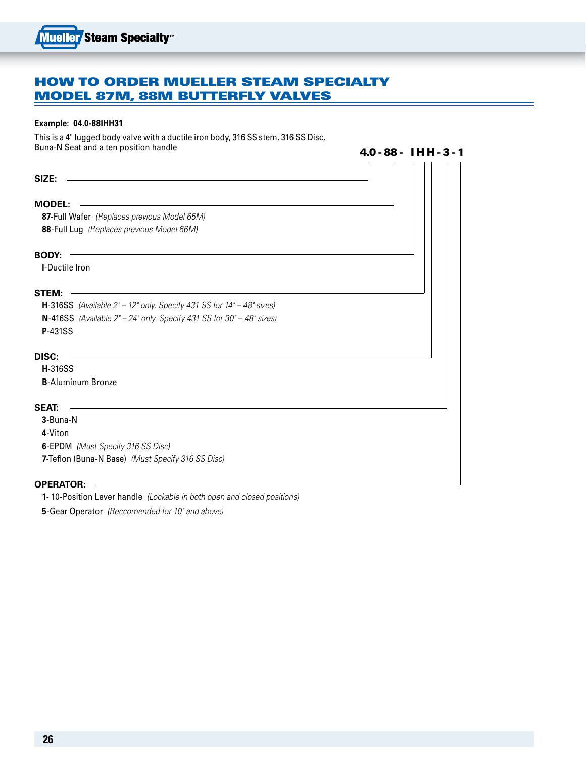# HOW TO ORDER MUELLER STEAM SPECIALTY MODEL 87M, 88M BUTTERFLY VALVES

**Example: 04.0-88IHH31**

This is a 4" lugged body valve with a ductile iron body, 316 SS stem, 316 SS Disc, Buna-N Seat and a ten position handle

**4.0 - 88 - I H H - 3 - 1**

**SIZE:**

**MODEL:**

- **87**-Full Wafer *(Replaces previous Model 65M)*
- **88**-Full Lug *(Replaces previous Model 66M)*

**BODY:**

- **I**-Ductile Iron

**STEM:**

- **H**-316SS *(Available 2" – 12" only. Specify 431 SS for 14" – 48" sizes)*
- **N**-416SS *(Available 2" – 24" only. Specify 431 SS for 30" – 48" sizes)*
- **P**-431SS

**DISC:**

- **H**-316SS
- **B**-Aluminum Bronze

**SEAT:**

- **3**-Buna-N
- **4**-Viton
- **6**-EPDM *(Must Specify 316 SS Disc)*
- **7**-Teflon (Buna-N Base) *(Must Specify 316 SS Disc)*

**OPERATOR:**

- **1**- 10-Position Lever handle *(Lockable in both open and closed positions)*
- **5**-Gear Operator *(Reccomended for 10" and above)*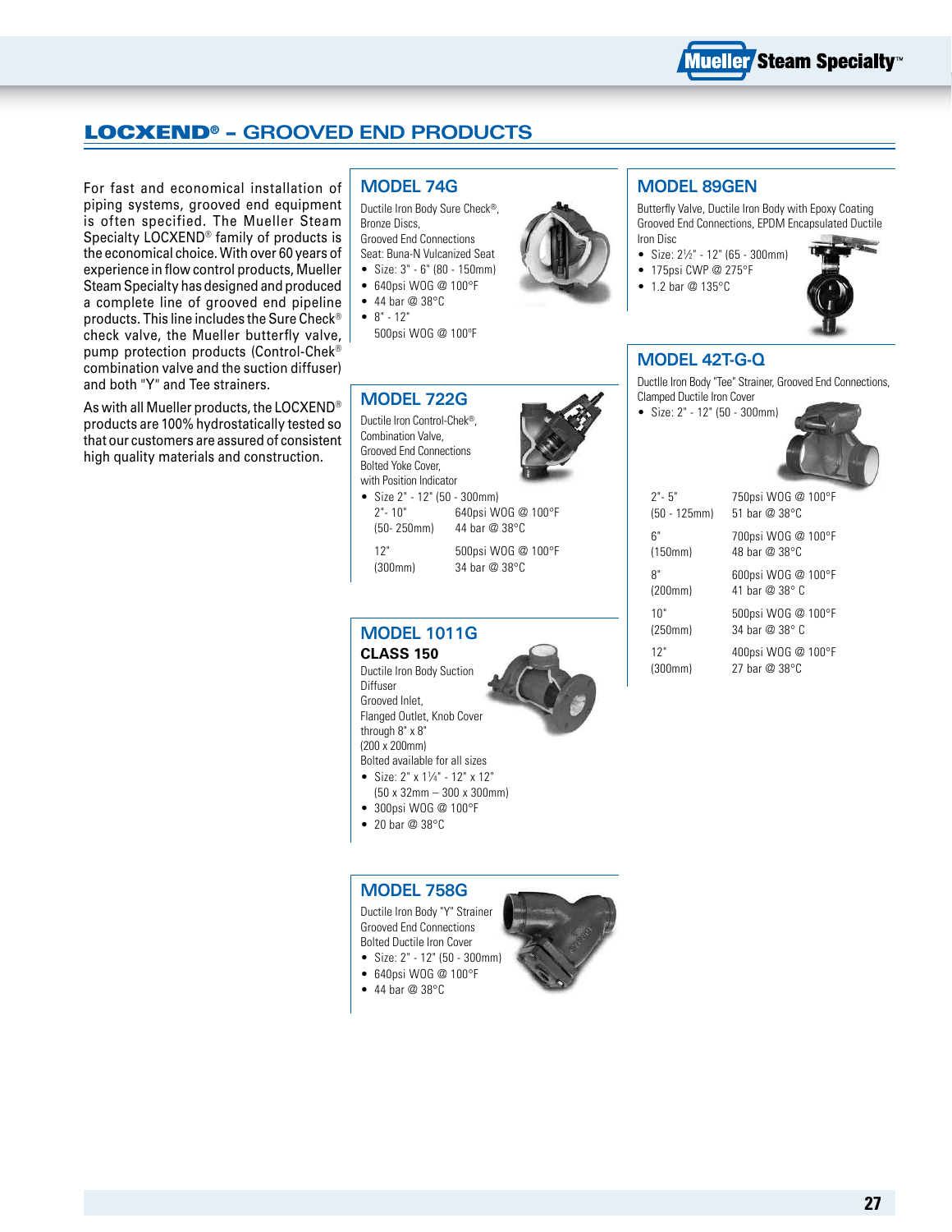# LOCXEND® – GROOVED END PRODUCTS

For fast and economical installation of piping systems, grooved end equipment is often specified. The Mueller Steam Specialty LOCXEND® family of products is the economical choice. With over 60 years of experience in flow control products, Mueller Steam Specialty has designed and produced a complete line of grooved end pipeline products. This line includes the Sure Check® check valve, the Mueller butterfly valve, pump protection products (Control-Chek® combination valve and the suction diffuser) and both "Y" and Tee strainers.

As with all Mueller products, the LOCXEND® products are 100% hydrostatically tested so that our customers are assured of consistent high quality materials and construction.

## MODEL 74G

Ductile Iron Body Sure Check®, Bronze Discs, Grooved End Connections Seat: Buna-N Vulcanized Seat

- Size: 3" - 6" (80 - 150mm)
- 640psi WOG @ 100°F
- 44 bar @ 38°C
- 8" - 12"
  500psi WOG @ 100°F

## MODEL 722G

Ductile Iron Control-Chek®, Combination Valve, Grooved End Connections Bolted Yoke Cover, with Position Indicator

- Size 2" - 12" (50 - 300mm)

| | |
|---|---|
| 2"- 10" (50- 250mm) | 640psi WOG @ 100°F 44 bar @ 38°C |
| 12" (300mm) | 500psi WOG @ 100°F 34 bar @ 38°C |

## MODEL 1011G

**CLASS 150**

Ductile Iron Body Suction Diffuser Grooved Inlet, Flanged Outlet, Knob Cover through 8" x 8" (200 x 200mm) Bolted available for all sizes

- Size: 2" x 1¼" - 12" x 12" (50 x 32mm – 300 x 300mm)
- 300psi WOG @ 100°F
- 20 bar @ 38°C

## MODEL 758G

Ductile Iron Body "Y" Strainer Grooved End Connections Bolted Ductile Iron Cover

- Size: 2" - 12" (50 - 300mm)
- 640psi WOG @ 100°F
- 44 bar @ 38°C

## MODEL 89GEN

Butterfly Valve, Ductile Iron Body with Epoxy Coating Grooved End Connections, EPDM Encapsulated Ductile Iron Disc

- Size: 2½" - 12" (65 - 300mm)
- 175psi CWP @ 275°F
- 1.2 bar @ 135°C

## MODEL 42T-G-Q

Ductlle Iron Body "Tee" Strainer, Grooved End Connections, Clamped Ductile Iron Cover

- Size: 2" - 12" (50 - 300mm)

| | |
|---|---|
| 2"- 5" (50 - 125mm) | 750psi WOG @ 100°F 51 bar @ 38°C |
| 6" (150mm) | 700psi WOG @ 100°F 48 bar @ 38°C |
| 8" (200mm) | 600psi WOG @ 100°F 41 bar @ 38° C |
| 10" (250mm) | 500psi WOG @ 100°F 34 bar @ 38° C |
| 12" (300mm) | 400psi WOG @ 100°F 27 bar @ 38°C |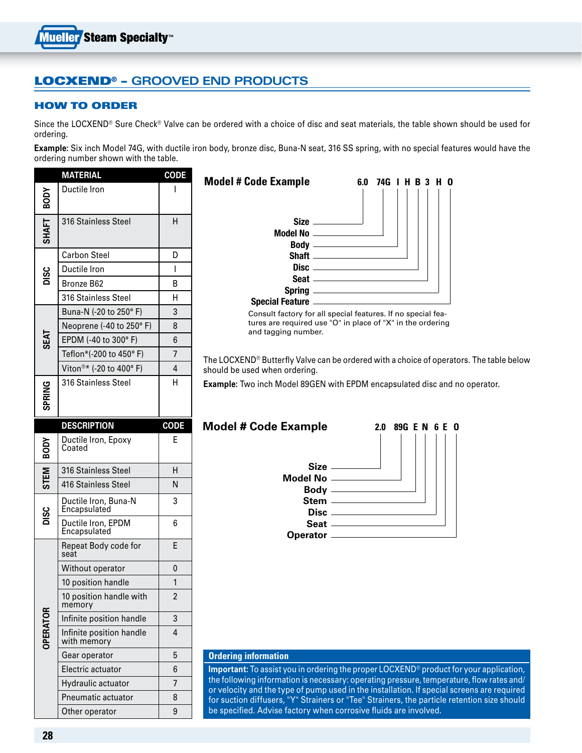## LOCXEND® – GROOVED END PRODUCTS

### HOW TO ORDER

Since the LOCXEND® Sure Check® Valve can be ordered with a choice of disc and seat materials, the table shown should be used for ordering.

**Example:** Six inch Model 74G, with ductile iron body, bronze disc, Buna-N seat, 316 SS spring, with no special features would have the ordering number shown with the table.

| | MATERIAL | CODE |
|---|---|---|
| BODY | Ductile Iron | I |
| SHAFT | 316 Stainless Steel | H |
| DISC | Carbon Steel | D |
| | Ductile Iron | I |
| | Bronze B62 | B |
| | 316 Stainless Steel | H |
| SEAT | Buna-N (-20 to 250° F) | 3 |
| | Neoprene (-40 to 250° F) | 8 |
| | EPDM (-40 to 300° F) | 6 |
| | Teflon*(-200 to 450° F) | 7 |
| | Viton®* (-20 to 400° F) | 4 |
| SPRING | 316 Stainless Steel | H |

**Model # Code Example**

6.0 74G I H B 3 H O

- Size: 6.0
- Model No: 74G
- Body: I
- Shaft: H
- Disc: B
- Seat: 3
- Spring: H
- Special Feature: O

Consult factory for all special features. If no special features are required use "O" in place of "X" in the ordering and tagging number.

The LOCXEND® Butterfly Valve can be ordered with a choice of operators. The table below should be used when ordering.

**Example:** Two inch Model 89GEN with EPDM encapsulated disc and no operator.

| | DESCRIPTION | CODE |
|---|---|---|
| BODY | Ductile Iron, Epoxy Coated | E |
| STEM | 316 Stainless Steel | H |
| | 416 Stainless Steel | N |
| DISC | Ductile Iron, Buna-N Encapsulated | 3 |
| | Ductile Iron, EPDM Encapsulated | 6 |
| OPERATOR | Repeat Body code for seat | E |
| | Without operator | 0 |
| | 10 position handle | 1 |
| | 10 position handle with memory | 2 |
| | Infinite position handle | 3 |
| | Infinite position handle with memory | 4 |
| | Gear operator | 5 |
| | Electric actuator | 6 |
| | Hydraulic actuator | 7 |
| | Pneumatic actuator | 8 |
| | Other operator | 9 |

**Model # Code Example**

2.0 89G E N 6 E 0

- Size: 2.0
- Model No: 89G
- Body: E
- Stem: N
- Disc: 6
- Seat: E
- Operator: 0

**Ordering information**

**Important:** To assist you in ordering the proper LOCXEND® product for your application, the following information is necessary: operating pressure, temperature, flow rates and/or velocity and the type of pump used in the installation. If special screens are required for suction diffusers, "Y" Strainers or "Tee" Strainers, the particle retention size should be specified. Advise factory when corrosive fluids are involved.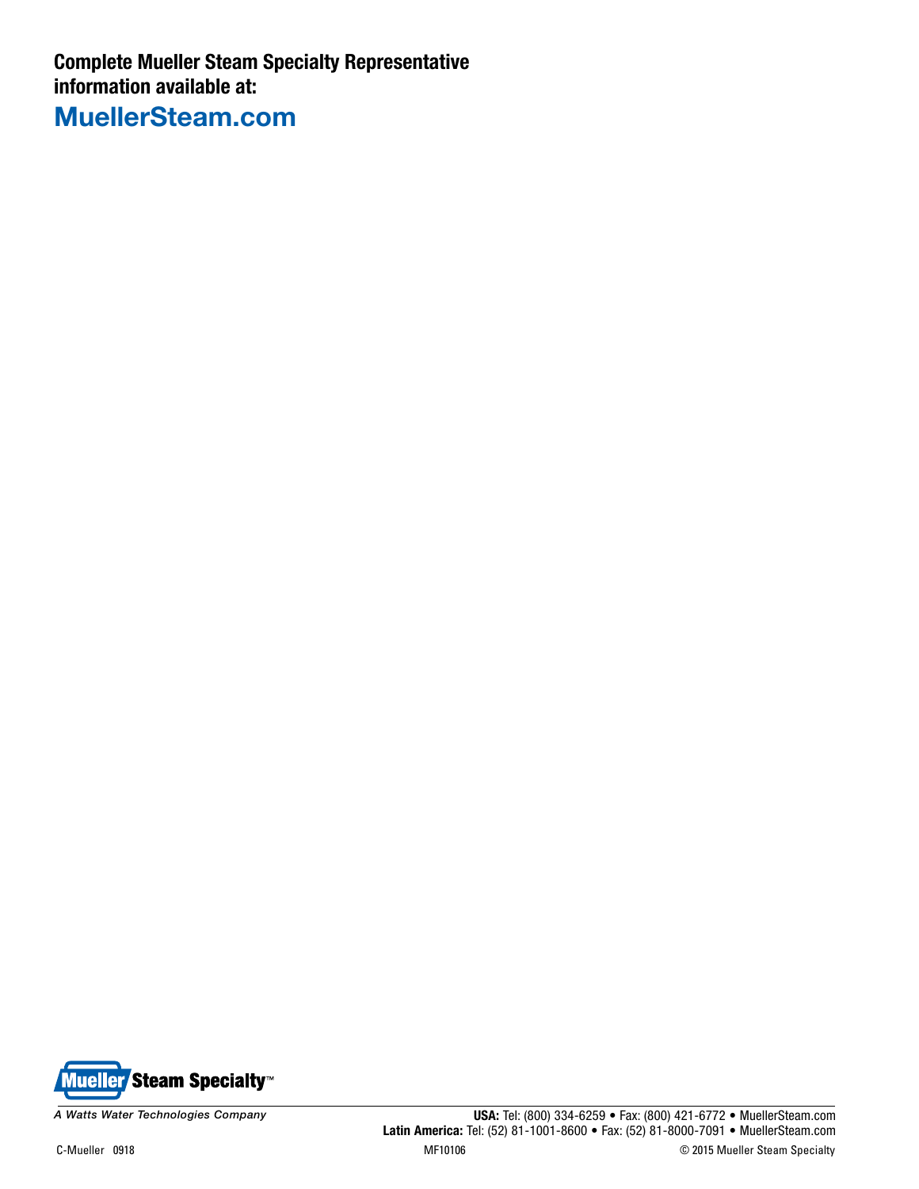**Complete Mueller Steam Specialty Representative information available at:**

**MuellerSteam.com**

Mueller Steam Specialty™

*A Watts Water Technologies Company*

**USA:** Tel: (800) 334-6259 • Fax: (800) 421-6772 • MuellerSteam.com
**Latin America:** Tel: (52) 81-1001-8600 • Fax: (52) 81-8000-7091 • MuellerSteam.com

C-Mueller 0918

MF10106

© 2015 Mueller Steam Specialty